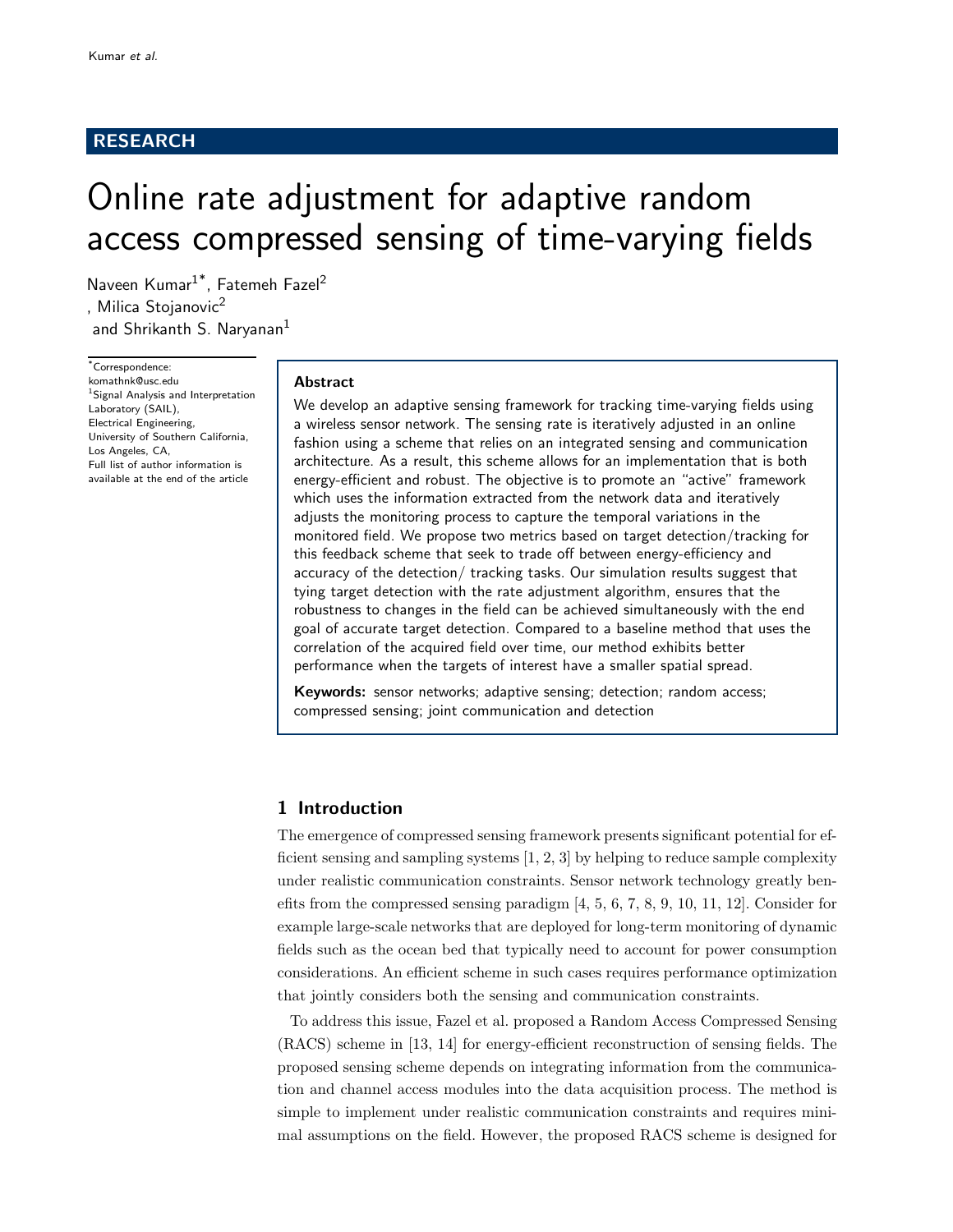RESEARCH

# Online rate adjustment for adaptive random access compressed sensing of time-varying fields

Naveen Kumar[1*], Fatemeh Fazel[2], Milica Stojanovic[2] and Shrikanth S. Naryanan[1]

*Correspondence: komathnk@usc.edu
[1]Signal Analysis and Interpretation Laboratory (SAIL), Electrical Engineering, University of Southern California, Los Angeles, CA,
Full list of author information is available at the end of the article

## Abstract

We develop an adaptive sensing framework for tracking time-varying fields using a wireless sensor network. The sensing rate is iteratively adjusted in an online fashion using a scheme that relies on an integrated sensing and communication architecture. As a result, this scheme allows for an implementation that is both energy-efficient and robust. The objective is to promote an "active" framework which uses the information extracted from the network data and iteratively adjusts the monitoring process to capture the temporal variations in the monitored field. We propose two metrics based on target detection/tracking for this feedback scheme that seek to trade off between energy-efficiency and accuracy of the detection/ tracking tasks. Our simulation results suggest that tying target detection with the rate adjustment algorithm, ensures that the robustness to changes in the field can be achieved simultaneously with the end goal of accurate target detection. Compared to a baseline method that uses the correlation of the acquired field over time, our method exhibits better performance when the targets of interest have a smaller spatial spread.

**Keywords:** sensor networks; adaptive sensing; detection; random access; compressed sensing; joint communication and detection

## 1 Introduction

The emergence of compressed sensing framework presents significant potential for efficient sensing and sampling systems [1, 2, 3] by helping to reduce sample complexity under realistic communication constraints. Sensor network technology greatly benefits from the compressed sensing paradigm [4, 5, 6, 7, 8, 9, 10, 11, 12]. Consider for example large-scale networks that are deployed for long-term monitoring of dynamic fields such as the ocean bed that typically need to account for power consumption considerations. An efficient scheme in such cases requires performance optimization that jointly considers both the sensing and communication constraints.

To address this issue, Fazel et al. proposed a Random Access Compressed Sensing (RACS) scheme in [13, 14] for energy-efficient reconstruction of sensing fields. The proposed sensing scheme depends on integrating information from the communication and channel access modules into the data acquisition process. The method is simple to implement under realistic communication constraints and requires minimal assumptions on the field. However, the proposed RACS scheme is designed for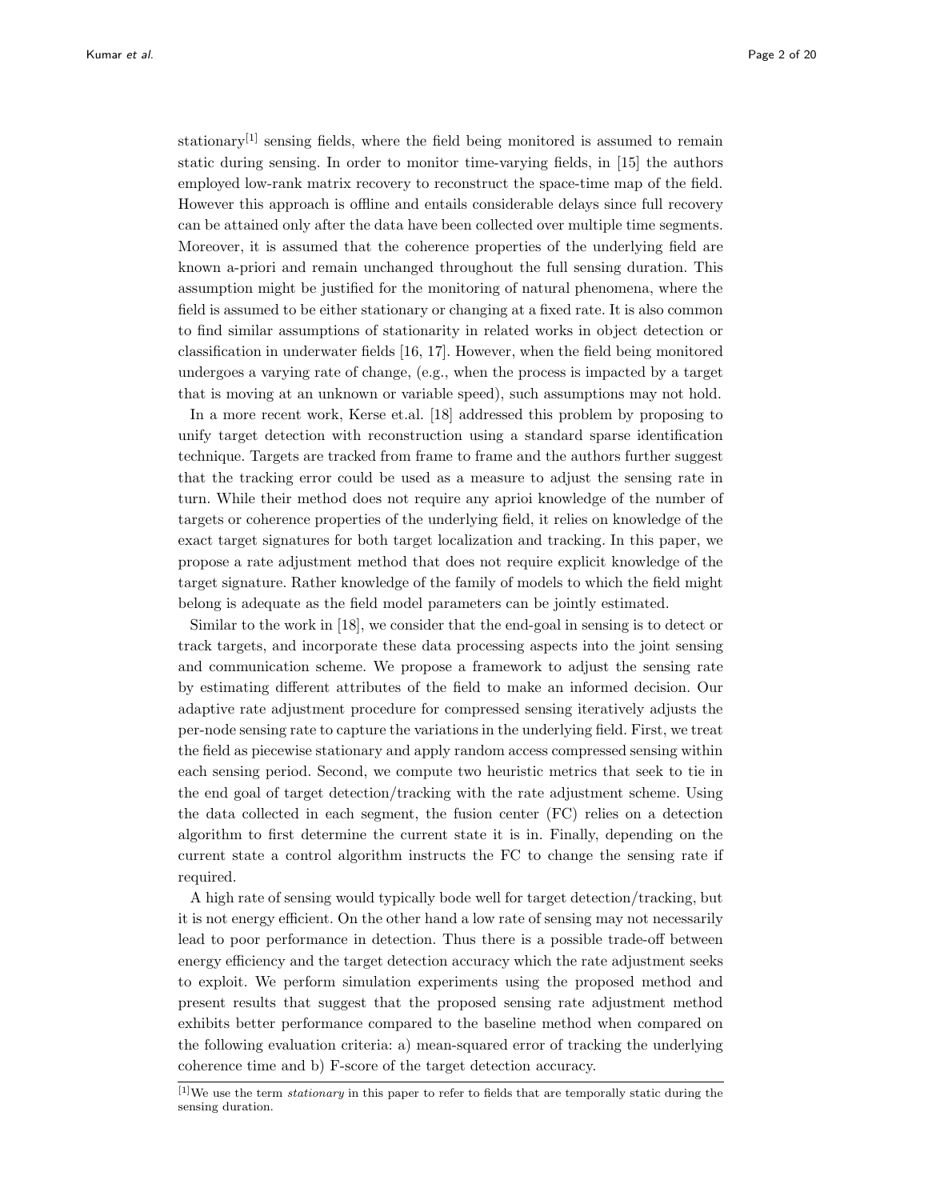stationary[1] sensing fields, where the field being monitored is assumed to remain static during sensing. In order to monitor time-varying fields, in [15] the authors employed low-rank matrix recovery to reconstruct the space-time map of the field. However this approach is offline and entails considerable delays since full recovery can be attained only after the data have been collected over multiple time segments. Moreover, it is assumed that the coherence properties of the underlying field are known a-priori and remain unchanged throughout the full sensing duration. This assumption might be justified for the monitoring of natural phenomena, where the field is assumed to be either stationary or changing at a fixed rate. It is also common to find similar assumptions of stationarity in related works in object detection or classification in underwater fields [16, 17]. However, when the field being monitored undergoes a varying rate of change, (e.g., when the process is impacted by a target that is moving at an unknown or variable speed), such assumptions may not hold.

In a more recent work, Kerse et.al. [18] addressed this problem by proposing to unify target detection with reconstruction using a standard sparse identification technique. Targets are tracked from frame to frame and the authors further suggest that the tracking error could be used as a measure to adjust the sensing rate in turn. While their method does not require any aprioi knowledge of the number of targets or coherence properties of the underlying field, it relies on knowledge of the exact target signatures for both target localization and tracking. In this paper, we propose a rate adjustment method that does not require explicit knowledge of the target signature. Rather knowledge of the family of models to which the field might belong is adequate as the field model parameters can be jointly estimated.

Similar to the work in [18], we consider that the end-goal in sensing is to detect or track targets, and incorporate these data processing aspects into the joint sensing and communication scheme. We propose a framework to adjust the sensing rate by estimating different attributes of the field to make an informed decision. Our adaptive rate adjustment procedure for compressed sensing iteratively adjusts the per-node sensing rate to capture the variations in the underlying field. First, we treat the field as piecewise stationary and apply random access compressed sensing within each sensing period. Second, we compute two heuristic metrics that seek to tie in the end goal of target detection/tracking with the rate adjustment scheme. Using the data collected in each segment, the fusion center (FC) relies on a detection algorithm to first determine the current state it is in. Finally, depending on the current state a control algorithm instructs the FC to change the sensing rate if required.

A high rate of sensing would typically bode well for target detection/tracking, but it is not energy efficient. On the other hand a low rate of sensing may not necessarily lead to poor performance in detection. Thus there is a possible trade-off between energy efficiency and the target detection accuracy which the rate adjustment seeks to exploit. We perform simulation experiments using the proposed method and present results that suggest that the proposed sensing rate adjustment method exhibits better performance compared to the baseline method when compared on the following evaluation criteria: a) mean-squared error of tracking the underlying coherence time and b) F-score of the target detection accuracy.

---

[1] We use the term *stationary* in this paper to refer to fields that are temporally static during the sensing duration.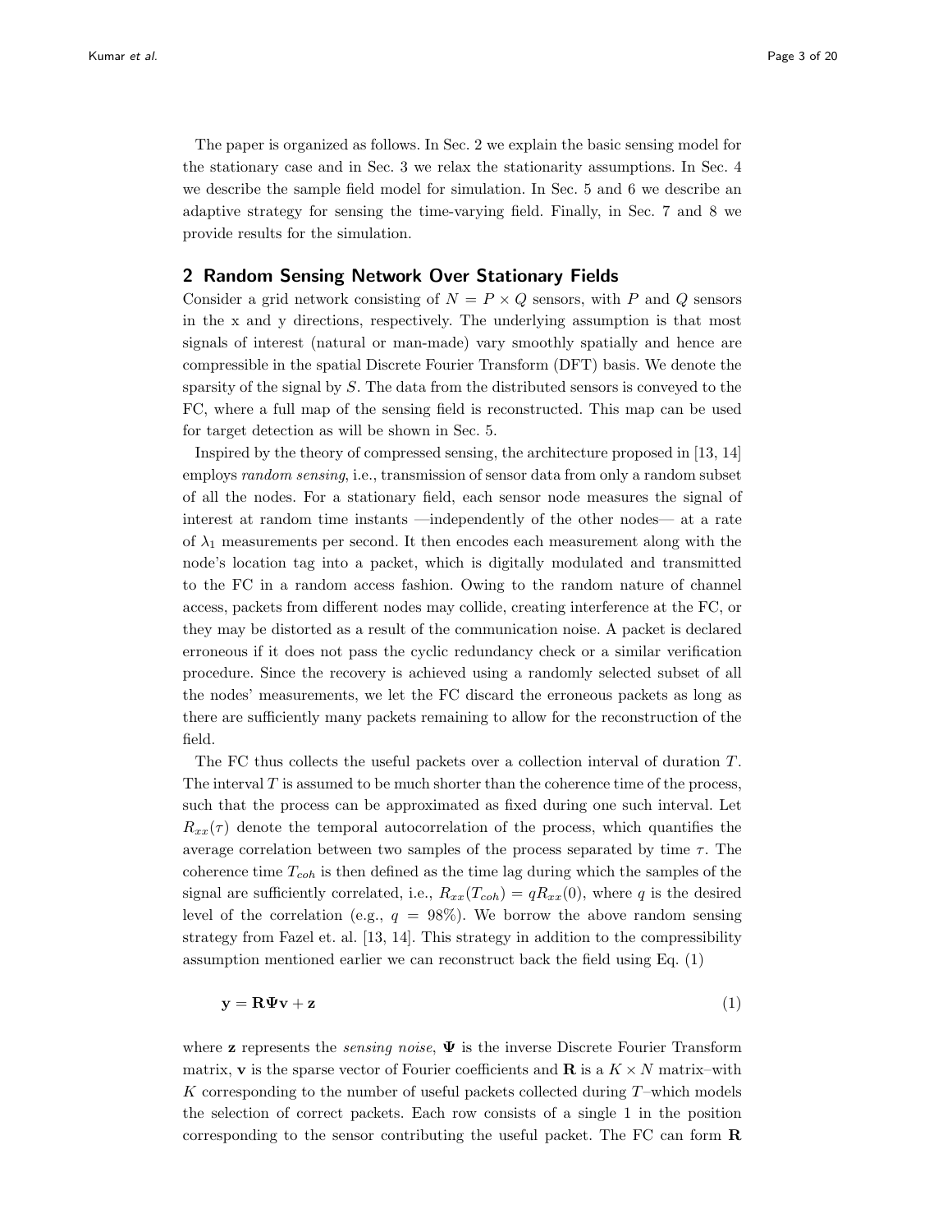The paper is organized as follows. In Sec. 2 we explain the basic sensing model for the stationary case and in Sec. 3 we relax the stationarity assumptions. In Sec. 4 we describe the sample field model for simulation. In Sec. 5 and 6 we describe an adaptive strategy for sensing the time-varying field. Finally, in Sec. 7 and 8 we provide results for the simulation.

## 2 Random Sensing Network Over Stationary Fields

Consider a grid network consisting of $N = P \times Q$ sensors, with $P$ and $Q$ sensors in the x and y directions, respectively. The underlying assumption is that most signals of interest (natural or man-made) vary smoothly spatially and hence are compressible in the spatial Discrete Fourier Transform (DFT) basis. We denote the sparsity of the signal by $S$. The data from the distributed sensors is conveyed to the FC, where a full map of the sensing field is reconstructed. This map can be used for target detection as will be shown in Sec. 5.

Inspired by the theory of compressed sensing, the architecture proposed in [13, 14] employs *random sensing*, i.e., transmission of sensor data from only a random subset of all the nodes. For a stationary field, each sensor node measures the signal of interest at random time instants —independently of the other nodes— at a rate of $\lambda_1$ measurements per second. It then encodes each measurement along with the node's location tag into a packet, which is digitally modulated and transmitted to the FC in a random access fashion. Owing to the random nature of channel access, packets from different nodes may collide, creating interference at the FC, or they may be distorted as a result of the communication noise. A packet is declared erroneous if it does not pass the cyclic redundancy check or a similar verification procedure. Since the recovery is achieved using a randomly selected subset of all the nodes' measurements, we let the FC discard the erroneous packets as long as there are sufficiently many packets remaining to allow for the reconstruction of the field.

The FC thus collects the useful packets over a collection interval of duration $T$. The interval $T$ is assumed to be much shorter than the coherence time of the process, such that the process can be approximated as fixed during one such interval. Let $R_{xx}(\tau)$ denote the temporal autocorrelation of the process, which quantifies the average correlation between two samples of the process separated by time $\tau$. The coherence time $T_{coh}$ is then defined as the time lag during which the samples of the signal are sufficiently correlated, i.e., $R_{xx}(T_{coh}) = qR_{xx}(0)$, where $q$ is the desired level of the correlation (e.g., $q = 98\%$). We borrow the above random sensing strategy from Fazel et. al. [13, 14]. This strategy in addition to the compressibility assumption mentioned earlier we can reconstruct back the field using Eq. (1)

$$\mathbf{y} = \mathbf{R}\boldsymbol{\Psi}\mathbf{v} + \mathbf{z} \tag{1}$$

where $\mathbf{z}$ represents the *sensing noise*, $\boldsymbol{\Psi}$ is the inverse Discrete Fourier Transform matrix, $\mathbf{v}$ is the sparse vector of Fourier coefficients and $\mathbf{R}$ is a $K \times N$ matrix–with $K$ corresponding to the number of useful packets collected during $T$–which models the selection of correct packets. Each row consists of a single 1 in the position corresponding to the sensor contributing the useful packet. The FC can form $\mathbf{R}$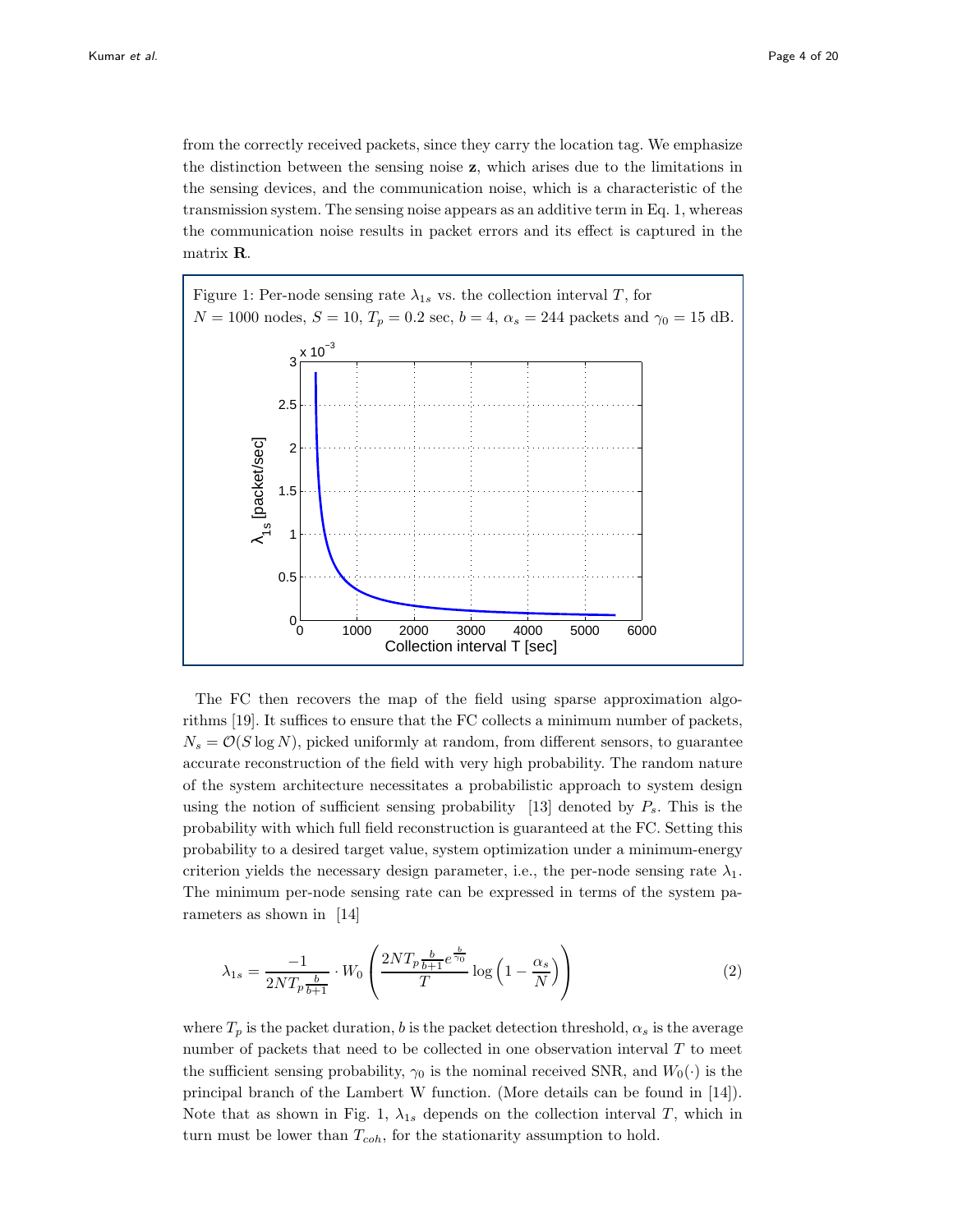from the correctly received packets, since they carry the location tag. We emphasize the distinction between the sensing noise $\mathbf{z}$, which arises due to the limitations in the sensing devices, and the communication noise, which is a characteristic of the transmission system. The sensing noise appears as an additive term in Eq. 1, whereas the communication noise results in packet errors and its effect is captured in the matrix $\mathbf{R}$.

Figure 1: Per-node sensing rate $\lambda_{1s}$ vs. the collection interval $T$, for $N = 1000$ nodes, $S = 10$, $T_p = 0.2$ sec, $b = 4$, $\alpha_s = 244$ packets and $\gamma_0 = 15$ dB.

The FC then recovers the map of the field using sparse approximation algorithms [19]. It suffices to ensure that the FC collects a minimum number of packets, $N_s = \mathcal{O}(S \log N)$, picked uniformly at random, from different sensors, to guarantee accurate reconstruction of the field with very high probability. The random nature of the system architecture necessitates a probabilistic approach to system design using the notion of sufficient sensing probability [13] denoted by $P_s$. This is the probability with which full field reconstruction is guaranteed at the FC. Setting this probability to a desired target value, system optimization under a minimum-energy criterion yields the necessary design parameter, i.e., the per-node sensing rate $\lambda_1$. The minimum per-node sensing rate can be expressed in terms of the system parameters as shown in [14]

$$\lambda_{1s} = \frac{-1}{2NT_p\frac{b}{b+1}} \cdot W_0 \left( \frac{2NT_p\frac{b}{b+1}e^{\frac{b}{\gamma_0}}}{T} \log\left(1 - \frac{\alpha_s}{N}\right) \right) \tag{2}$$

where $T_p$ is the packet duration, $b$ is the packet detection threshold, $\alpha_s$ is the average number of packets that need to be collected in one observation interval $T$ to meet the sufficient sensing probability, $\gamma_0$ is the nominal received SNR, and $W_0(\cdot)$ is the principal branch of the Lambert W function. (More details can be found in [14]). Note that as shown in Fig. 1, $\lambda_{1s}$ depends on the collection interval $T$, which in turn must be lower than $T_{coh}$, for the stationarity assumption to hold.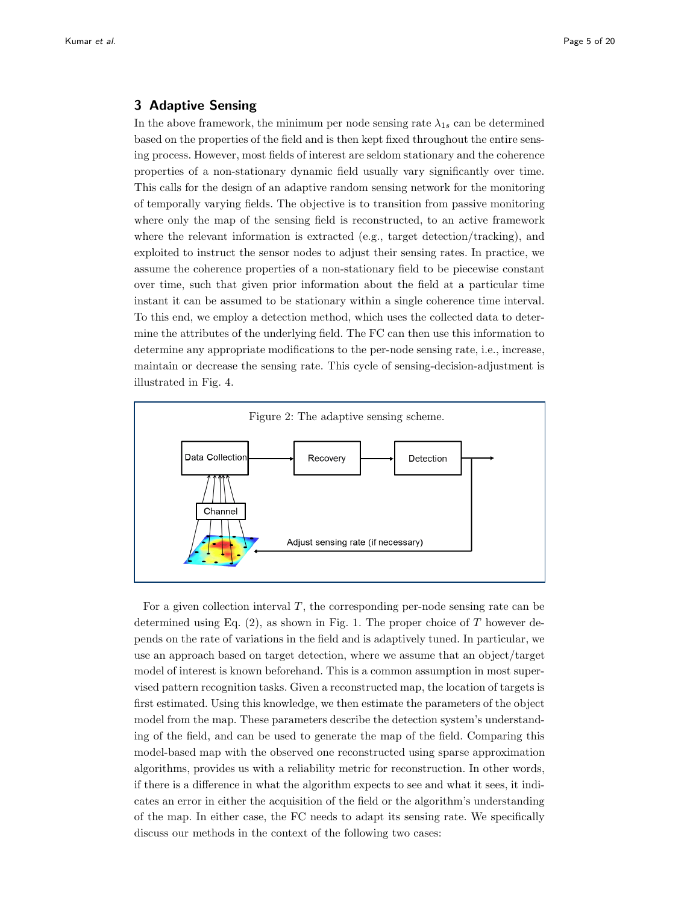## 3 Adaptive Sensing

In the above framework, the minimum per node sensing rate $\lambda_{1s}$ can be determined based on the properties of the field and is then kept fixed throughout the entire sensing process. However, most fields of interest are seldom stationary and the coherence properties of a non-stationary dynamic field usually vary significantly over time. This calls for the design of an adaptive random sensing network for the monitoring of temporally varying fields. The objective is to transition from passive monitoring where only the map of the sensing field is reconstructed, to an active framework where the relevant information is extracted (e.g., target detection/tracking), and exploited to instruct the sensor nodes to adjust their sensing rates. In practice, we assume the coherence properties of a non-stationary field to be piecewise constant over time, such that given prior information about the field at a particular time instant it can be assumed to be stationary within a single coherence time interval. To this end, we employ a detection method, which uses the collected data to determine the attributes of the underlying field. The FC can then use this information to determine any appropriate modifications to the per-node sensing rate, i.e., increase, maintain or decrease the sensing rate. This cycle of sensing-decision-adjustment is illustrated in Fig. 4.

Figure 2: The adaptive sensing scheme.

Data Collection

Recovery

Detection

Channel

Adjust sensing rate (if necessary)

For a given collection interval $T$, the corresponding per-node sensing rate can be determined using Eq. (2), as shown in Fig. 1. The proper choice of $T$ however depends on the rate of variations in the field and is adaptively tuned. In particular, we use an approach based on target detection, where we assume that an object/target model of interest is known beforehand. This is a common assumption in most supervised pattern recognition tasks. Given a reconstructed map, the location of targets is first estimated. Using this knowledge, we then estimate the parameters of the object model from the map. These parameters describe the detection system's understanding of the field, and can be used to generate the map of the field. Comparing this model-based map with the observed one reconstructed using sparse approximation algorithms, provides us with a reliability metric for reconstruction. In other words, if there is a difference in what the algorithm expects to see and what it sees, it indicates an error in either the acquisition of the field or the algorithm's understanding of the map. In either case, the FC needs to adapt its sensing rate. We specifically discuss our methods in the context of the following two cases: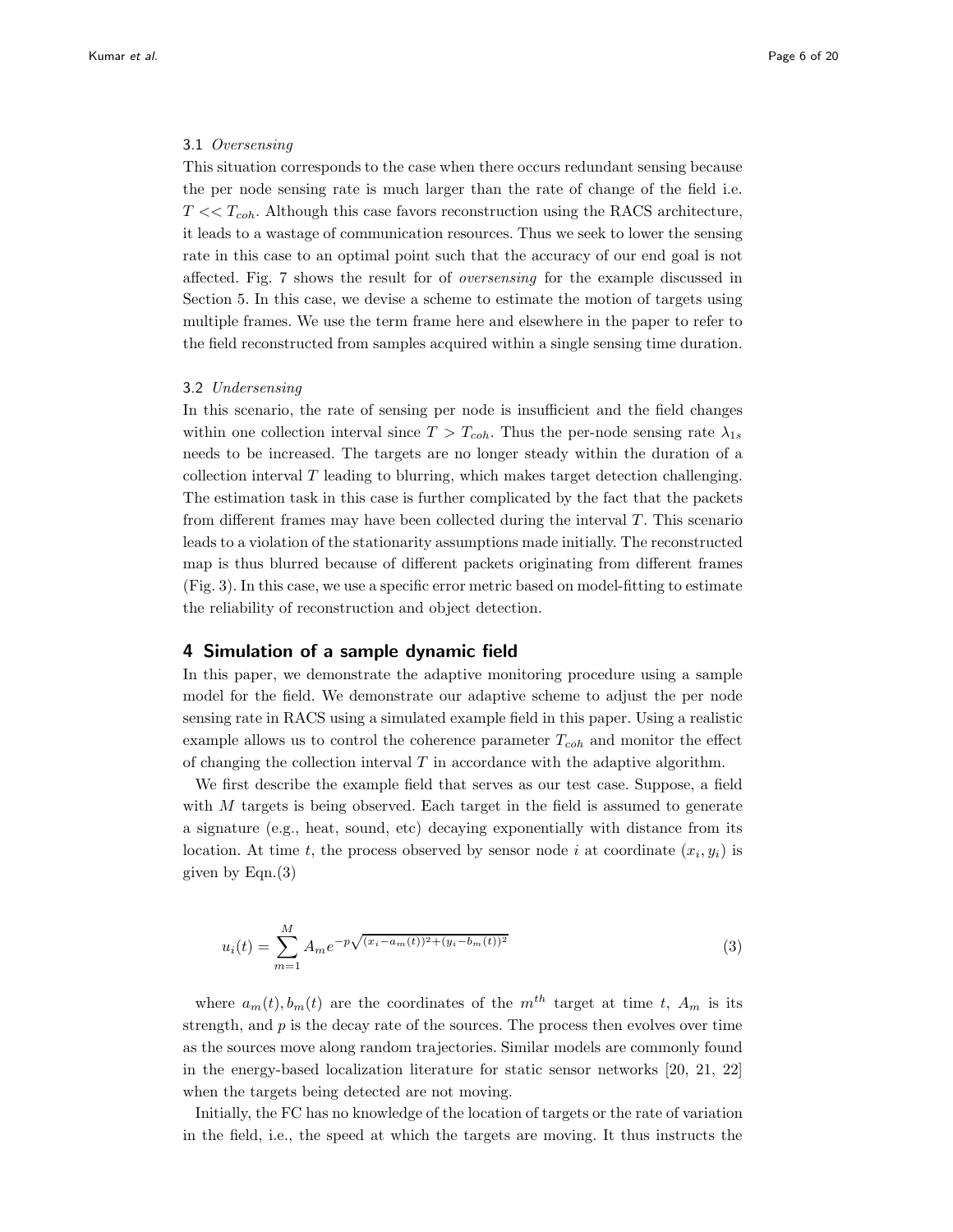### 3.1 *Oversensing*

This situation corresponds to the case when there occurs redundant sensing because the per node sensing rate is much larger than the rate of change of the field i.e. $T << T_{coh}$. Although this case favors reconstruction using the RACS architecture, it leads to a wastage of communication resources. Thus we seek to lower the sensing rate in this case to an optimal point such that the accuracy of our end goal is not affected. Fig. 7 shows the result for of *oversensing* for the example discussed in Section 5. In this case, we devise a scheme to estimate the motion of targets using multiple frames. We use the term frame here and elsewhere in the paper to refer to the field reconstructed from samples acquired within a single sensing time duration.

### 3.2 *Undersensing*

In this scenario, the rate of sensing per node is insufficient and the field changes within one collection interval since $T > T_{coh}$. Thus the per-node sensing rate $\lambda_{1s}$ needs to be increased. The targets are no longer steady within the duration of a collection interval $T$ leading to blurring, which makes target detection challenging. The estimation task in this case is further complicated by the fact that the packets from different frames may have been collected during the interval $T$. This scenario leads to a violation of the stationarity assumptions made initially. The reconstructed map is thus blurred because of different packets originating from different frames (Fig. 3). In this case, we use a specific error metric based on model-fitting to estimate the reliability of reconstruction and object detection.

## 4 Simulation of a sample dynamic field

In this paper, we demonstrate the adaptive monitoring procedure using a sample model for the field. We demonstrate our adaptive scheme to adjust the per node sensing rate in RACS using a simulated example field in this paper. Using a realistic example allows us to control the coherence parameter $T_{coh}$ and monitor the effect of changing the collection interval $T$ in accordance with the adaptive algorithm.

We first describe the example field that serves as our test case. Suppose, a field with $M$ targets is being observed. Each target in the field is assumed to generate a signature (e.g., heat, sound, etc) decaying exponentially with distance from its location. At time $t$, the process observed by sensor node $i$ at coordinate $(x_i, y_i)$ is given by Eqn.(3)

$$u_i(t) = \sum_{m=1}^{M} A_m e^{-p\sqrt{(x_i - a_m(t))^2 + (y_i - b_m(t))^2}} \tag{3}$$

where $a_m(t), b_m(t)$ are the coordinates of the $m^{th}$ target at time $t$, $A_m$ is its strength, and $p$ is the decay rate of the sources. The process then evolves over time as the sources move along random trajectories. Similar models are commonly found in the energy-based localization literature for static sensor networks [20, 21, 22] when the targets being detected are not moving.

Initially, the FC has no knowledge of the location of targets or the rate of variation in the field, i.e., the speed at which the targets are moving. It thus instructs the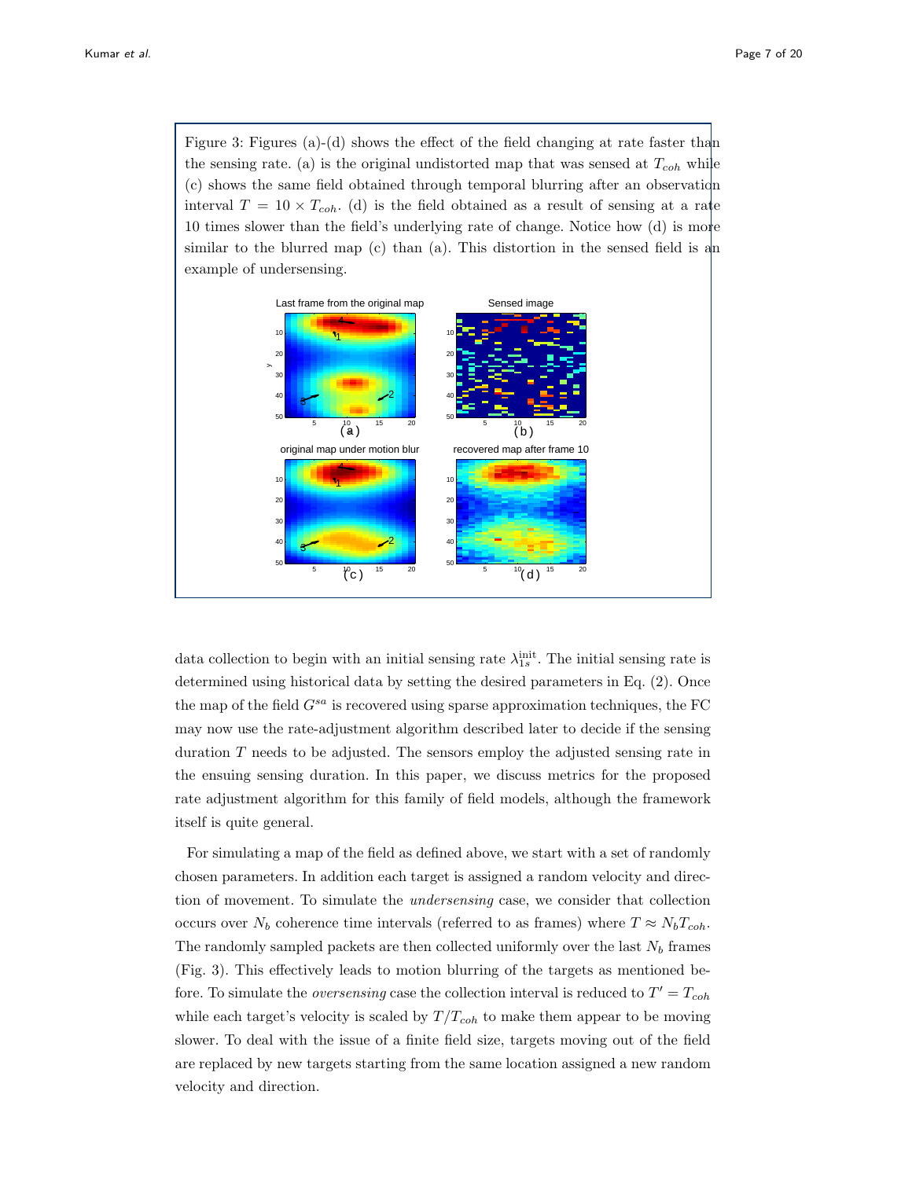Figure 3: Figures (a)-(d) shows the effect of the field changing at rate faster than the sensing rate. (a) is the original undistorted map that was sensed at $T_{coh}$ while (c) shows the same field obtained through temporal blurring after an observation interval $T = 10 \times T_{coh}$. (d) is the field obtained as a result of sensing at a rate 10 times slower than the field's underlying rate of change. Notice how (d) is more similar to the blurred map (c) than (a). This distortion in the sensed field is an example of undersensing.

data collection to begin with an initial sensing rate $\lambda_{1s}^{\text{init}}$. The initial sensing rate is determined using historical data by setting the desired parameters in Eq. (2). Once the map of the field $G^{sa}$ is recovered using sparse approximation techniques, the FC may now use the rate-adjustment algorithm described later to decide if the sensing duration $T$ needs to be adjusted. The sensors employ the adjusted sensing rate in the ensuing sensing duration. In this paper, we discuss metrics for the proposed rate adjustment algorithm for this family of field models, although the framework itself is quite general.

For simulating a map of the field as defined above, we start with a set of randomly chosen parameters. In addition each target is assigned a random velocity and direction of movement. To simulate the *undersensing* case, we consider that collection occurs over $N_b$ coherence time intervals (referred to as frames) where $T \approx N_b T_{coh}$. The randomly sampled packets are then collected uniformly over the last $N_b$ frames (Fig. 3). This effectively leads to motion blurring of the targets as mentioned before. To simulate the *oversensing* case the collection interval is reduced to $T' = T_{coh}$ while each target's velocity is scaled by $T/T_{coh}$ to make them appear to be moving slower. To deal with the issue of a finite field size, targets moving out of the field are replaced by new targets starting from the same location assigned a new random velocity and direction.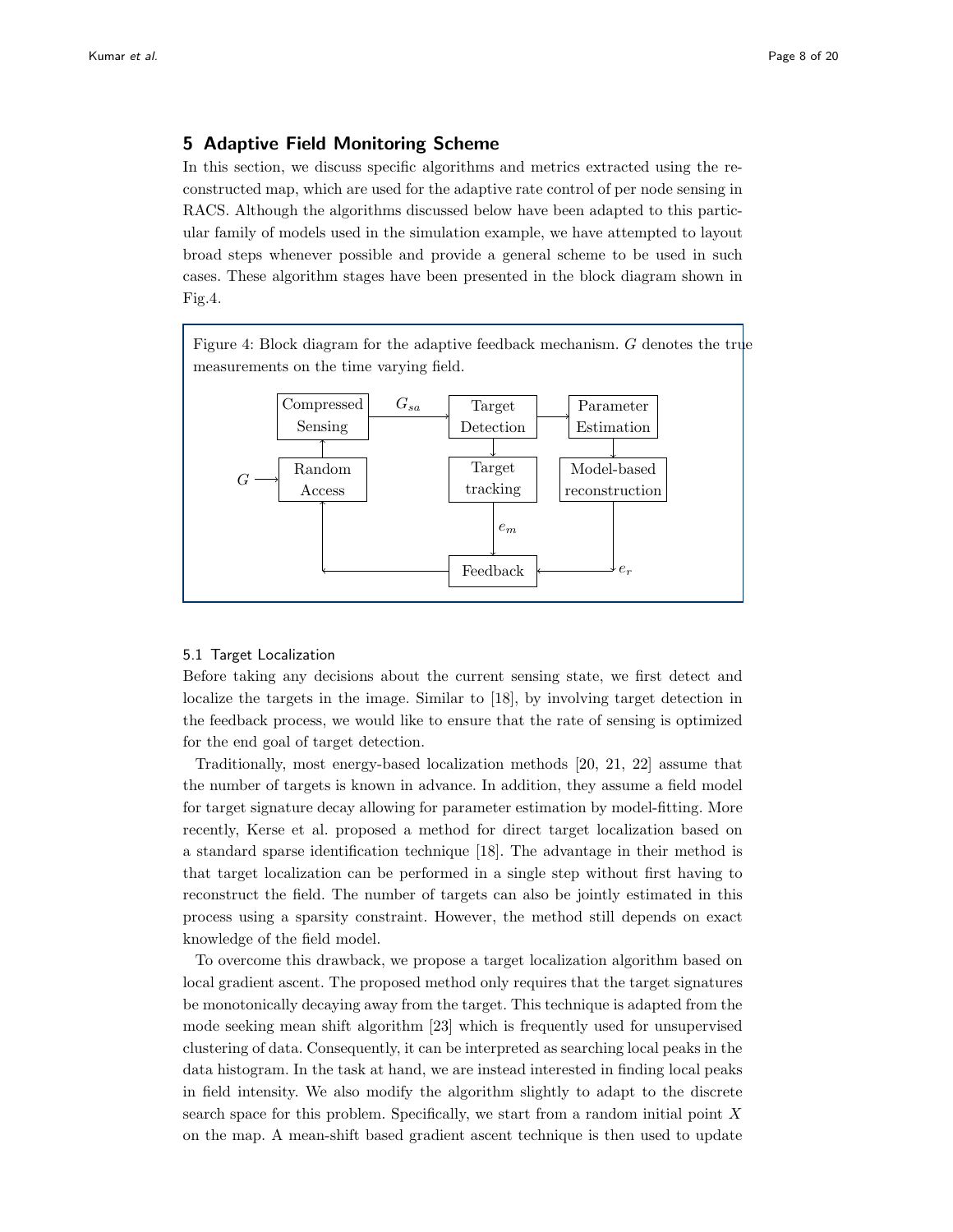## 5 Adaptive Field Monitoring Scheme

In this section, we discuss specific algorithms and metrics extracted using the reconstructed map, which are used for the adaptive rate control of per node sensing in RACS. Although the algorithms discussed below have been adapted to this particular family of models used in the simulation example, we have attempted to layout broad steps whenever possible and provide a general scheme to be used in such cases. These algorithm stages have been presented in the block diagram shown in Fig.4.

Figure 4: Block diagram for the adaptive feedback mechanism. $G$ denotes the true measurements on the time varying field.

### 5.1 Target Localization

Before taking any decisions about the current sensing state, we first detect and localize the targets in the image. Similar to [18], by involving target detection in the feedback process, we would like to ensure that the rate of sensing is optimized for the end goal of target detection.

Traditionally, most energy-based localization methods [20, 21, 22] assume that the number of targets is known in advance. In addition, they assume a field model for target signature decay allowing for parameter estimation by model-fitting. More recently, Kerse et al. proposed a method for direct target localization based on a standard sparse identification technique [18]. The advantage in their method is that target localization can be performed in a single step without first having to reconstruct the field. The number of targets can also be jointly estimated in this process using a sparsity constraint. However, the method still depends on exact knowledge of the field model.

To overcome this drawback, we propose a target localization algorithm based on local gradient ascent. The proposed method only requires that the target signatures be monotonically decaying away from the target. This technique is adapted from the mode seeking mean shift algorithm [23] which is frequently used for unsupervised clustering of data. Consequently, it can be interpreted as searching local peaks in the data histogram. In the task at hand, we are instead interested in finding local peaks in field intensity. We also modify the algorithm slightly to adapt to the discrete search space for this problem. Specifically, we start from a random initial point $X$ on the map. A mean-shift based gradient ascent technique is then used to update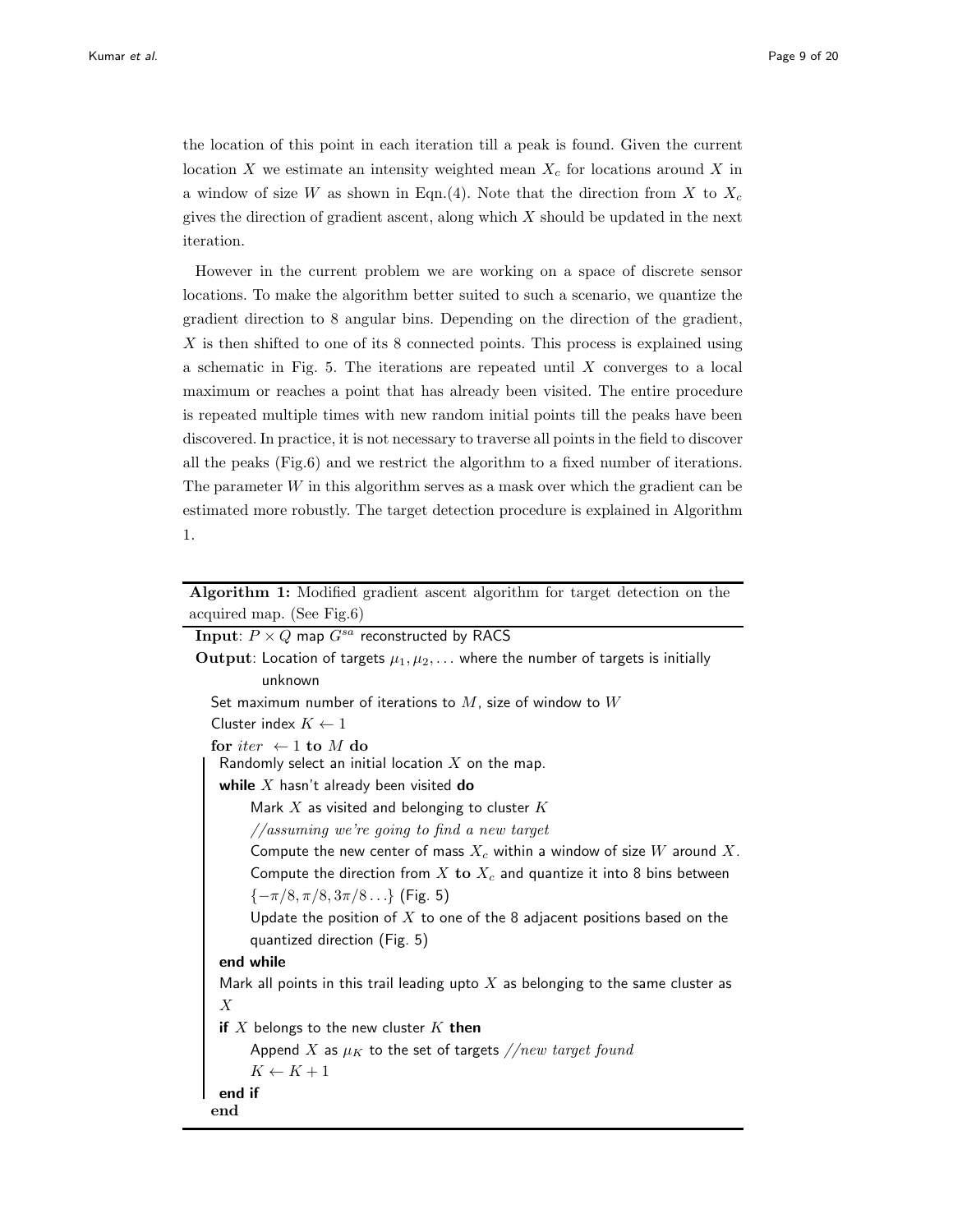the location of this point in each iteration till a peak is found. Given the current location $X$ we estimate an intensity weighted mean $X_c$ for locations around $X$ in a window of size $W$ as shown in Eqn.(4). Note that the direction from $X$ to $X_c$ gives the direction of gradient ascent, along which $X$ should be updated in the next iteration.

However in the current problem we are working on a space of discrete sensor locations. To make the algorithm better suited to such a scenario, we quantize the gradient direction to 8 angular bins. Depending on the direction of the gradient, $X$ is then shifted to one of its 8 connected points. This process is explained using a schematic in Fig. 5. The iterations are repeated until $X$ converges to a local maximum or reaches a point that has already been visited. The entire procedure is repeated multiple times with new random initial points till the peaks have been discovered. In practice, it is not necessary to traverse all points in the field to discover all the peaks (Fig.6) and we restrict the algorithm to a fixed number of iterations. The parameter $W$ in this algorithm serves as a mask over which the gradient can be estimated more robustly. The target detection procedure is explained in Algorithm 1.

**Algorithm 1:** Modified gradient ascent algorithm for target detection on the acquired map. (See Fig.6)

```
Input: P × Q map G^{sa} reconstructed by RACS
Output: Location of targets μ_1, μ_2, ... where the number of targets is initially
        unknown
Set maximum number of iterations to M, size of window to W
Cluster index K ← 1
for iter ← 1 to M do
    Randomly select an initial location X on the map.
    while X hasn't already been visited do
        Mark X as visited and belonging to cluster K
        //assuming we're going to find a new target
        Compute the new center of mass X_c within a window of size W around X.
        Compute the direction from X to X_c and quantize it into 8 bins between
        {−π/8, π/8, 3π/8 ...} (Fig. 5)
        Update the position of X to one of the 8 adjacent positions based on the
        quantized direction (Fig. 5)
    end while
    Mark all points in this trail leading upto X as belonging to the same cluster as
    X
    if X belongs to the new cluster K then
        Append X as μ_K to the set of targets //new target found
        K ← K + 1
    end if
end
```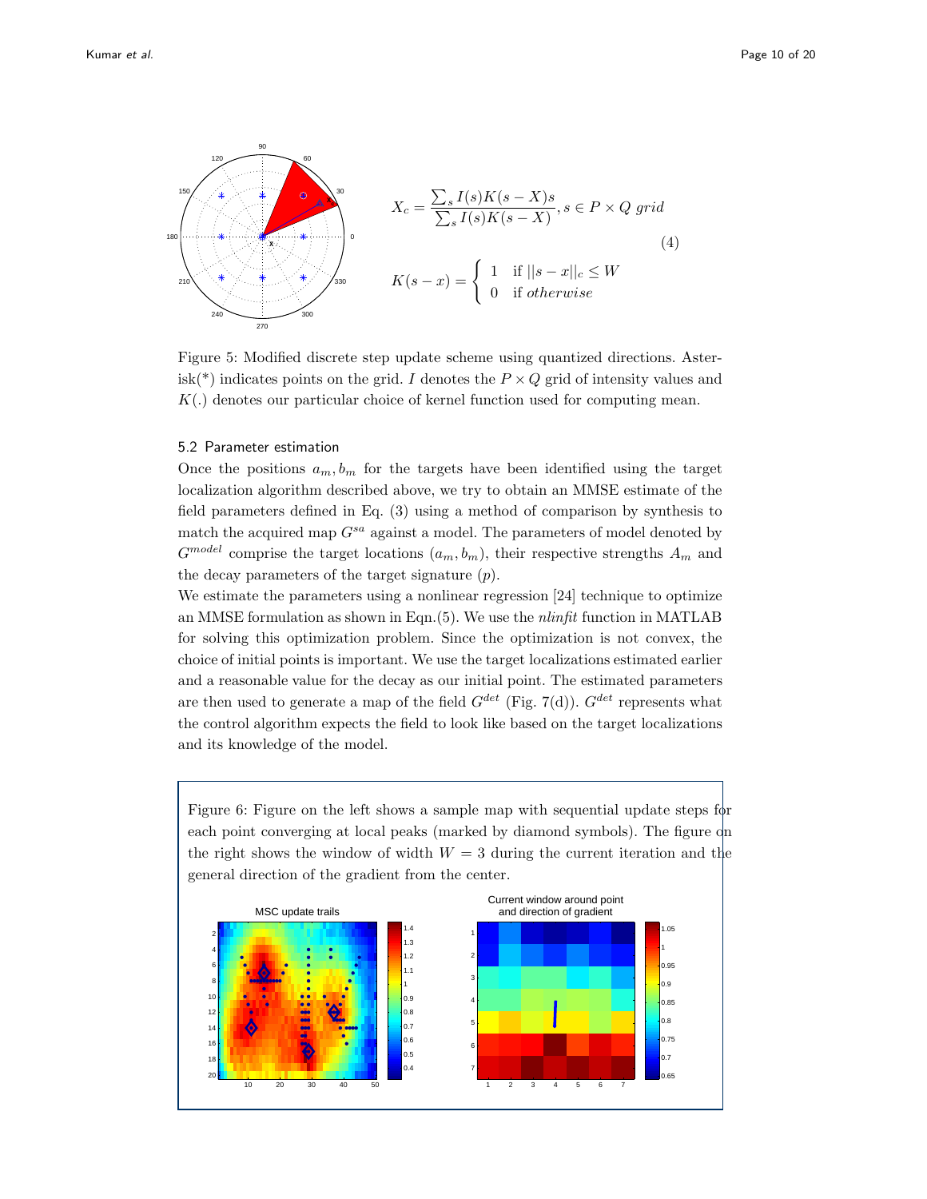$$X_c = \frac{\sum_s I(s)K(s-X)s}{\sum_s I(s)K(s-X)}, s \in P \times Q \ grid$$

$$K(s-x) = \begin{cases} 1 & \text{if } ||s-x||_c \leq W \\ 0 & \text{if } otherwise \end{cases} \tag{4}$$

Figure 5: Modified discrete step update scheme using quantized directions. Asterisk(*) indicates points on the grid. $I$ denotes the $P \times Q$ grid of intensity values and $K(.)$ denotes our particular choice of kernel function used for computing mean.

### 5.2 Parameter estimation

Once the positions $a_m, b_m$ for the targets have been identified using the target localization algorithm described above, we try to obtain an MMSE estimate of the field parameters defined in Eq. (3) using a method of comparison by synthesis to match the acquired map $G^{sa}$ against a model. The parameters of model denoted by $G^{model}$ comprise the target locations $(a_m, b_m)$, their respective strengths $A_m$ and the decay parameters of the target signature $(p)$.

We estimate the parameters using a nonlinear regression [24] technique to optimize an MMSE formulation as shown in Eqn.(5). We use the *nlinfit* function in MATLAB for solving this optimization problem. Since the optimization is not convex, the choice of initial points is important. We use the target localizations estimated earlier and a reasonable value for the decay as our initial point. The estimated parameters are then used to generate a map of the field $G^{det}$ (Fig. 7(d)). $G^{det}$ represents what the control algorithm expects the field to look like based on the target localizations and its knowledge of the model.

Figure 6: Figure on the left shows a sample map with sequential update steps for each point converging at local peaks (marked by diamond symbols). The figure on the right shows the window of width $W = 3$ during the current iteration and the general direction of the gradient from the center.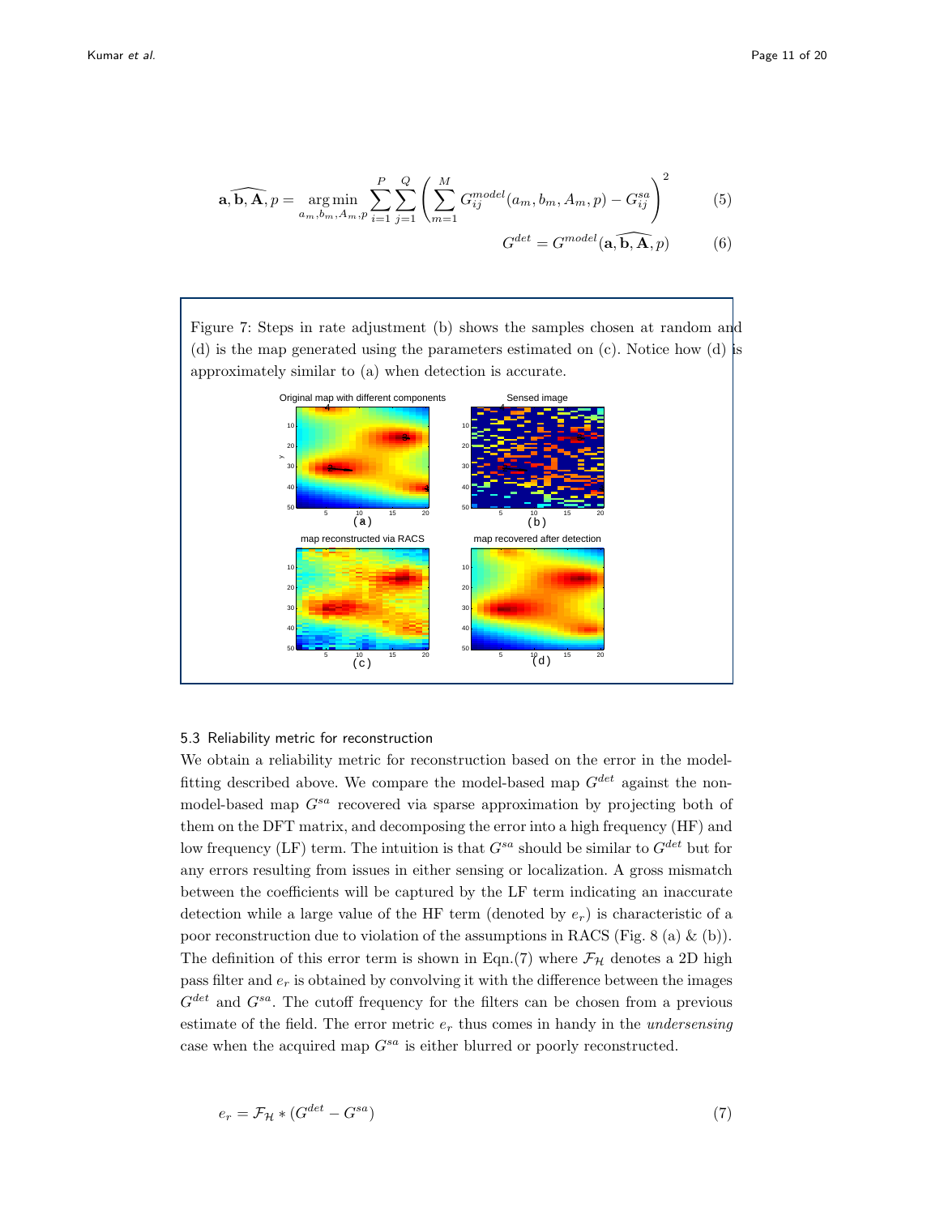$$\widehat{\mathbf{a}, \mathbf{b}, \mathbf{A}}, p = \underset{a_m, b_m, A_m, p}{\arg\min} \sum_{i=1}^{P} \sum_{j=1}^{Q} \left( \sum_{m=1}^{M} G_{ij}^{model}(a_m, b_m, A_m, p) - G_{ij}^{sa} \right)^2 \tag{5}$$

$$G^{det} = G^{model}(\widehat{\mathbf{a}, \mathbf{b}, \mathbf{A}}, p) \tag{6}$$

Figure 7: Steps in rate adjustment (b) shows the samples chosen at random and (d) is the map generated using the parameters estimated on (c). Notice how (d) is approximately similar to (a) when detection is accurate.

### 5.3 Reliability metric for reconstruction

We obtain a reliability metric for reconstruction based on the error in the model-fitting described above. We compare the model-based map $G^{det}$ against the non-model-based map $G^{sa}$ recovered via sparse approximation by projecting both of them on the DFT matrix, and decomposing the error into a high frequency (HF) and low frequency (LF) term. The intuition is that $G^{sa}$ should be similar to $G^{det}$ but for any errors resulting from issues in either sensing or localization. A gross mismatch between the coefficients will be captured by the LF term indicating an inaccurate detection while a large value of the HF term (denoted by $e_r$) is characteristic of a poor reconstruction due to violation of the assumptions in RACS (Fig. 8 (a) & (b)). The definition of this error term is shown in Eqn.(7) where $\mathcal{F}_{\mathcal{H}}$ denotes a 2D high pass filter and $e_r$ is obtained by convolving it with the difference between the images $G^{det}$ and $G^{sa}$. The cutoff frequency for the filters can be chosen from a previous estimate of the field. The error metric $e_r$ thus comes in handy in the *undersensing* case when the acquired map $G^{sa}$ is either blurred or poorly reconstructed.

$$e_r = \mathcal{F}_{\mathcal{H}} * (G^{det} - G^{sa}) \tag{7}$$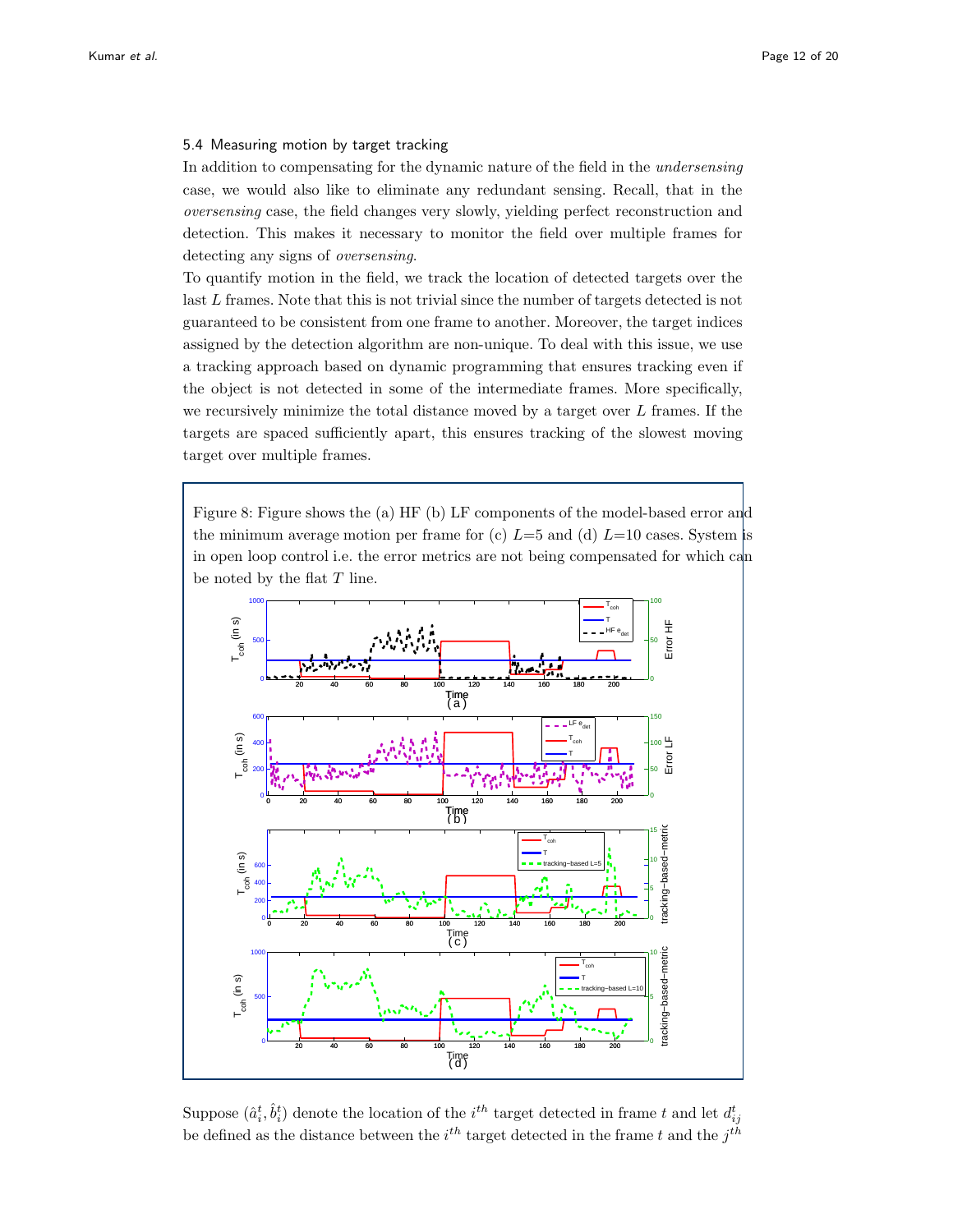### 5.4 Measuring motion by target tracking

In addition to compensating for the dynamic nature of the field in the *undersensing* case, we would also like to eliminate any redundant sensing. Recall, that in the *oversensing* case, the field changes very slowly, yielding perfect reconstruction and detection. This makes it necessary to monitor the field over multiple frames for detecting any signs of *oversensing*.

To quantify motion in the field, we track the location of detected targets over the last $L$ frames. Note that this is not trivial since the number of targets detected is not guaranteed to be consistent from one frame to another. Moreover, the target indices assigned by the detection algorithm are non-unique. To deal with this issue, we use a tracking approach based on dynamic programming that ensures tracking even if the object is not detected in some of the intermediate frames. More specifically, we recursively minimize the total distance moved by a target over $L$ frames. If the targets are spaced sufficiently apart, this ensures tracking of the slowest moving target over multiple frames.

Figure 8: Figure shows the (a) HF (b) LF components of the model-based error and the minimum average motion per frame for (c) $L$=5 and (d) $L$=10 cases. System is in open loop control i.e. the error metrics are not being compensated for which can be noted by the flat $T$ line.

Suppose $(\hat{a}_i^t, \hat{b}_i^t)$ denote the location of the $i^{th}$ target detected in frame $t$ and let $d_{ij}^t$ be defined as the distance between the $i^{th}$ target detected in the frame $t$ and the $j^{th}$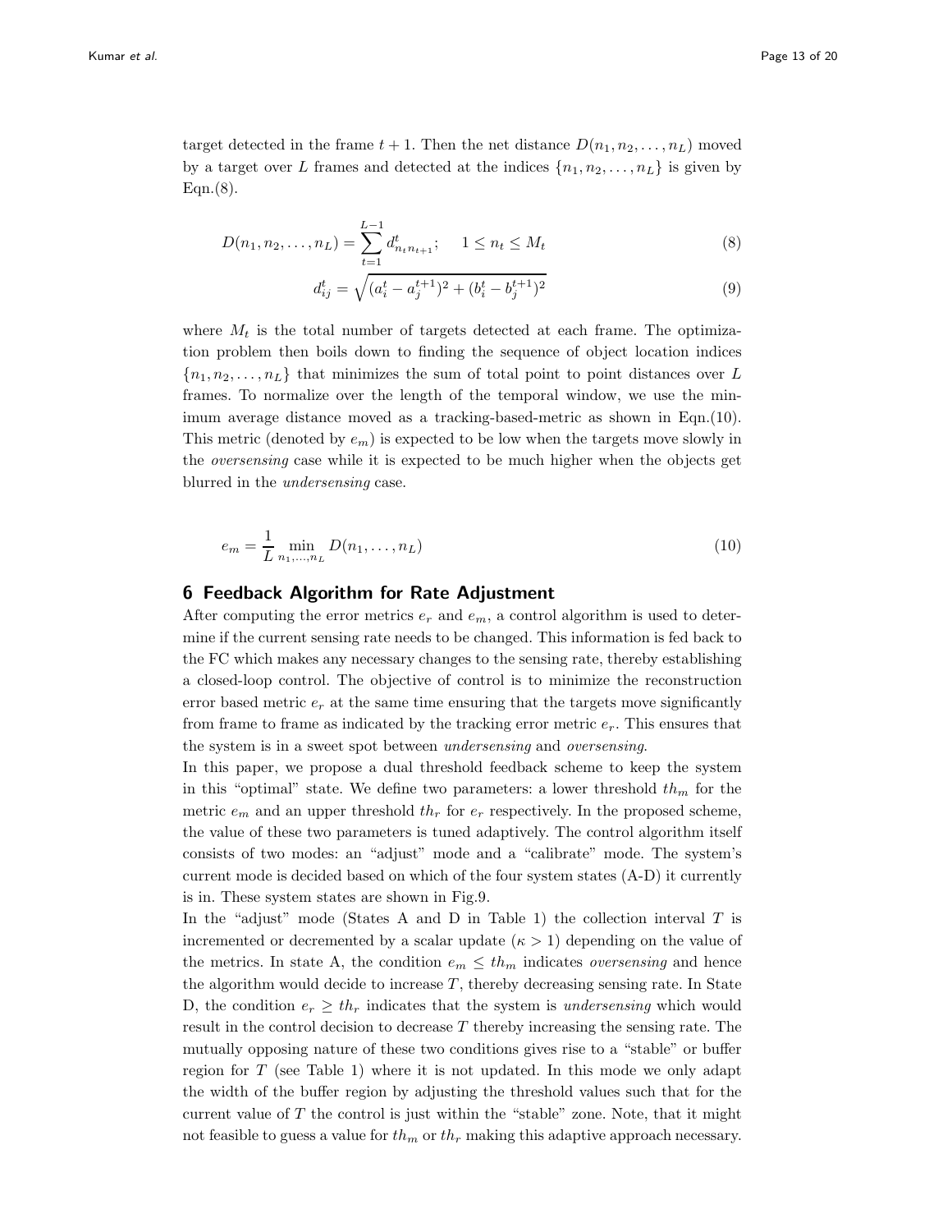target detected in the frame $t+1$. Then the net distance $D(n_1, n_2, \ldots, n_L)$ moved by a target over $L$ frames and detected at the indices $\{n_1, n_2, \ldots, n_L\}$ is given by Eqn.(8).

$$D(n_1, n_2, \ldots, n_L) = \sum_{t=1}^{L-1} d^t_{n_t n_{t+1}}; \quad 1 \leq n_t \leq M_t \tag{8}$$

$$d^t_{ij} = \sqrt{(a^t_i - a^{t+1}_j)^2 + (b^t_i - b^{t+1}_j)^2} \tag{9}$$

where $M_t$ is the total number of targets detected at each frame. The optimization problem then boils down to finding the sequence of object location indices $\{n_1, n_2, \ldots, n_L\}$ that minimizes the sum of total point to point distances over $L$ frames. To normalize over the length of the temporal window, we use the minimum average distance moved as a tracking-based-metric as shown in Eqn.(10). This metric (denoted by $e_m$) is expected to be low when the targets move slowly in the *oversensing* case while it is expected to be much higher when the objects get blurred in the *undersensing* case.

$$e_m = \frac{1}{L} \min_{n_1, \ldots, n_L} D(n_1, \ldots, n_L) \tag{10}$$

## 6 Feedback Algorithm for Rate Adjustment

After computing the error metrics $e_r$ and $e_m$, a control algorithm is used to determine if the current sensing rate needs to be changed. This information is fed back to the FC which makes any necessary changes to the sensing rate, thereby establishing a closed-loop control. The objective of control is to minimize the reconstruction error based metric $e_r$ at the same time ensuring that the targets move significantly from frame to frame as indicated by the tracking error metric $e_r$. This ensures that the system is in a sweet spot between *undersensing* and *oversensing*.

In this paper, we propose a dual threshold feedback scheme to keep the system in this "optimal" state. We define two parameters: a lower threshold $th_m$ for the metric $e_m$ and an upper threshold $th_r$ for $e_r$ respectively. In the proposed scheme, the value of these two parameters is tuned adaptively. The control algorithm itself consists of two modes: an "adjust" mode and a "calibrate" mode. The system's current mode is decided based on which of the four system states (A-D) it currently is in. These system states are shown in Fig.9.

In the "adjust" mode (States A and D in Table 1) the collection interval $T$ is incremented or decremented by a scalar update ($\kappa > 1$) depending on the value of the metrics. In state A, the condition $e_m \leq th_m$ indicates *oversensing* and hence the algorithm would decide to increase $T$, thereby decreasing sensing rate. In State D, the condition $e_r \geq th_r$ indicates that the system is *undersensing* which would result in the control decision to decrease $T$ thereby increasing the sensing rate. The mutually opposing nature of these two conditions gives rise to a "stable" or buffer region for $T$ (see Table 1) where it is not updated. In this mode we only adapt the width of the buffer region by adjusting the threshold values such that for the current value of $T$ the control is just within the "stable" zone. Note, that it might not feasible to guess a value for $th_m$ or $th_r$ making this adaptive approach necessary.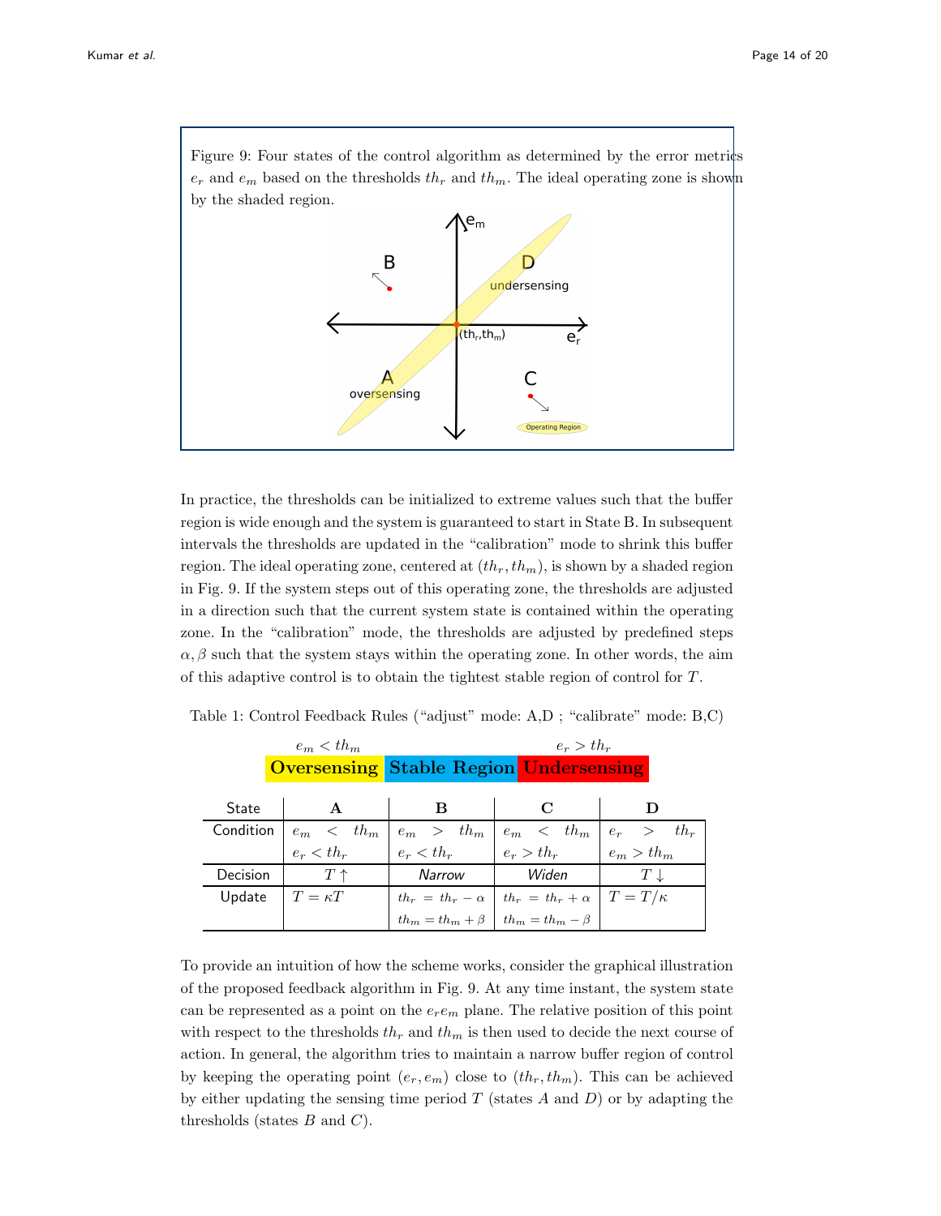Figure 9: Four states of the control algorithm as determined by the error metrics $e_r$ and $e_m$ based on the thresholds $th_r$ and $th_m$. The ideal operating zone is shown by the shaded region.

In practice, the thresholds can be initialized to extreme values such that the buffer region is wide enough and the system is guaranteed to start in State B. In subsequent intervals the thresholds are updated in the "calibration" mode to shrink this buffer region. The ideal operating zone, centered at $(th_r, th_m)$, is shown by a shaded region in Fig. 9. If the system steps out of this operating zone, the thresholds are adjusted in a direction such that the current system state is contained within the operating zone. In the "calibration" mode, the thresholds are adjusted by predefined steps $\alpha, \beta$ such that the system stays within the operating zone. In other words, the aim of this adaptive control is to obtain the tightest stable region of control for $T$.

Table 1: Control Feedback Rules ("adjust" mode: A,D ; "calibrate" mode: B,C)

| $e_m < th_m$ | | $e_r > th_r$ |
|---|---|---|
| **Oversensing** | **Stable Region** | **Undersensing** |

| State | **A** | **B** | **C** | **D** |
|---|---|---|---|---|
| Condition | $e_m < th_m$ $e_r < th_r$ | $e_m > th_m$ $e_r < th_r$ | $e_m < th_m$ $e_r > th_r$ | $e_r > th_r$ $e_m > th_m$ |
| Decision | $T \uparrow$ | *Narrow* | *Widen* | $T \downarrow$ |
| Update | $T = \kappa T$ | $th_r = th_r - \alpha$ $th_m = th_m + \beta$ | $th_r = th_r + \alpha$ $th_m = th_m - \beta$ | $T = T/\kappa$ |

To provide an intuition of how the scheme works, consider the graphical illustration of the proposed feedback algorithm in Fig. 9. At any time instant, the system state can be represented as a point on the $e_r e_m$ plane. The relative position of this point with respect to the thresholds $th_r$ and $th_m$ is then used to decide the next course of action. In general, the algorithm tries to maintain a narrow buffer region of control by keeping the operating point $(e_r, e_m)$ close to $(th_r, th_m)$. This can be achieved by either updating the sensing time period $T$ (states $A$ and $D$) or by adapting the thresholds (states $B$ and $C$).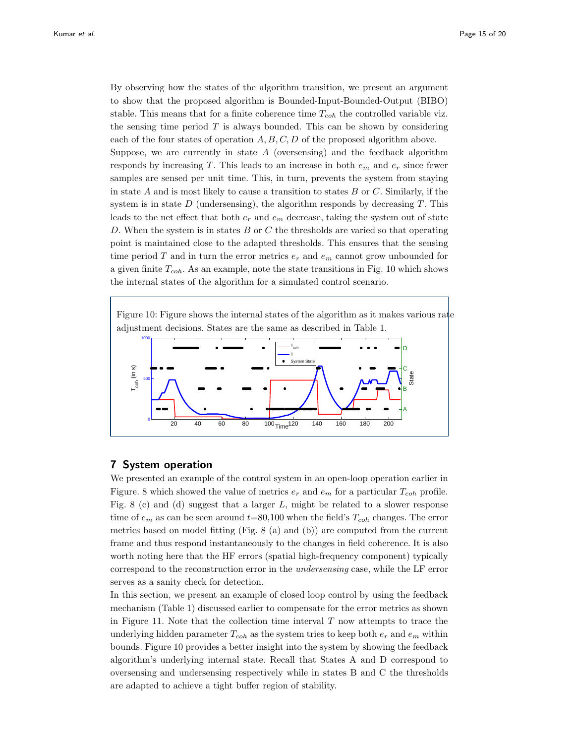By observing how the states of the algorithm transition, we present an argument to show that the proposed algorithm is Bounded-Input-Bounded-Output (BIBO) stable. This means that for a finite coherence time $T_{coh}$ the controlled variable viz. the sensing time period $T$ is always bounded. This can be shown by considering each of the four states of operation $A, B, C, D$ of the proposed algorithm above.

Suppose, we are currently in state $A$ (oversensing) and the feedback algorithm responds by increasing $T$. This leads to an increase in both $e_m$ and $e_r$ since fewer samples are sensed per unit time. This, in turn, prevents the system from staying in state $A$ and is most likely to cause a transition to states $B$ or $C$. Similarly, if the system is in state $D$ (undersensing), the algorithm responds by decreasing $T$. This leads to the net effect that both $e_r$ and $e_m$ decrease, taking the system out of state $D$. When the system is in states $B$ or $C$ the thresholds are varied so that operating point is maintained close to the adapted thresholds. This ensures that the sensing time period $T$ and in turn the error metrics $e_r$ and $e_m$ cannot grow unbounded for a given finite $T_{coh}$. As an example, note the state transitions in Fig. 10 which shows the internal states of the algorithm for a simulated control scenario.

Figure 10: Figure shows the internal states of the algorithm as it makes various rate adjustment decisions. States are the same as described in Table 1.

## 7 System operation

We presented an example of the control system in an open-loop operation earlier in Figure. 8 which showed the value of metrics $e_r$ and $e_m$ for a particular $T_{coh}$ profile. Fig. 8 (c) and (d) suggest that a larger $L$, might be related to a slower response time of $e_m$ as can be seen around $t$=80,100 when the field's $T_{coh}$ changes. The error metrics based on model fitting (Fig. 8 (a) and (b)) are computed from the current frame and thus respond instantaneously to the changes in field coherence. It is also worth noting here that the HF errors (spatial high-frequency component) typically correspond to the reconstruction error in the *undersensing* case, while the LF error serves as a sanity check for detection.

In this section, we present an example of closed loop control by using the feedback mechanism (Table 1) discussed earlier to compensate for the error metrics as shown in Figure 11. Note that the collection time interval $T$ now attempts to trace the underlying hidden parameter $T_{coh}$ as the system tries to keep both $e_r$ and $e_m$ within bounds. Figure 10 provides a better insight into the system by showing the feedback algorithm's underlying internal state. Recall that States A and D correspond to oversensing and undersensing respectively while in states B and C the thresholds are adapted to achieve a tight buffer region of stability.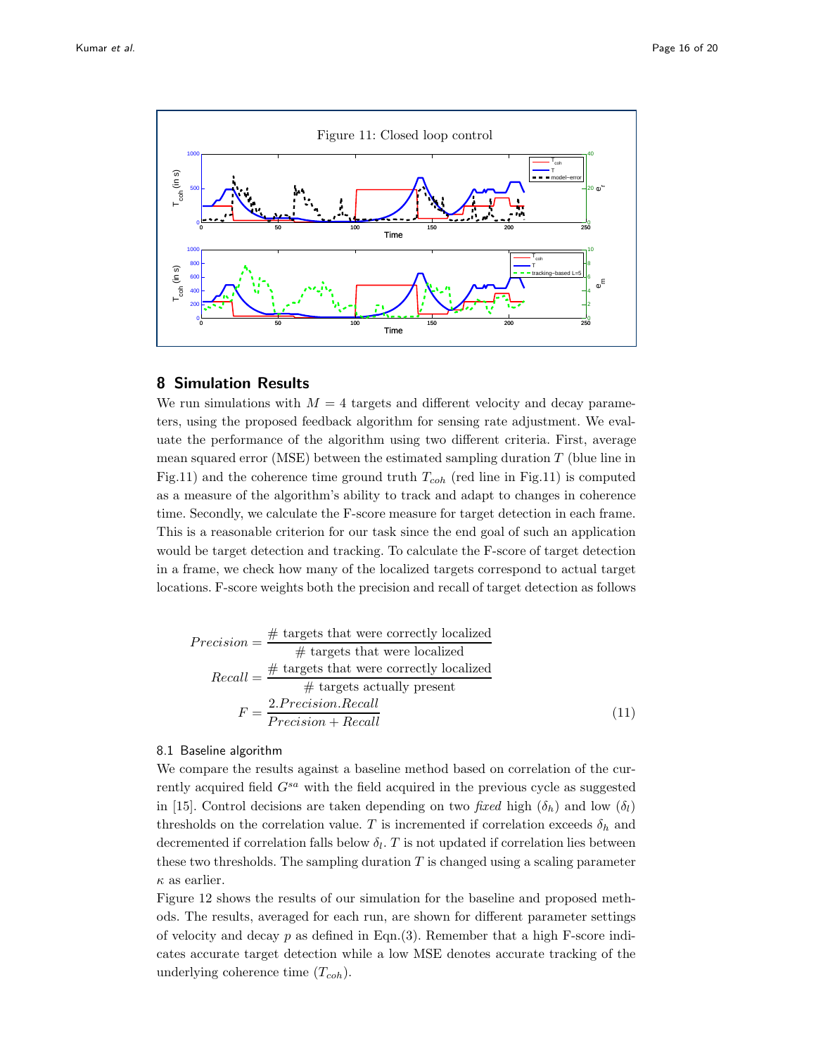Figure 11: Closed loop control

## 8 Simulation Results

We run simulations with $M = 4$ targets and different velocity and decay parameters, using the proposed feedback algorithm for sensing rate adjustment. We evaluate the performance of the algorithm using two different criteria. First, average mean squared error (MSE) between the estimated sampling duration $T$ (blue line in Fig.11) and the coherence time ground truth $T_{coh}$ (red line in Fig.11) is computed as a measure of the algorithm's ability to track and adapt to changes in coherence time. Secondly, we calculate the F-score measure for target detection in each frame. This is a reasonable criterion for our task since the end goal of such an application would be target detection and tracking. To calculate the F-score of target detection in a frame, we check how many of the localized targets correspond to actual target locations. F-score weights both the precision and recall of target detection as follows

$$
\begin{aligned}
Precision &= \frac{\text{\# targets that were correctly localized}}{\text{\# targets that were localized}} \\
Recall &= \frac{\text{\# targets that were correctly localized}}{\text{\# targets actually present}} \\
F &= \frac{2.Precision.Recall}{Precision + Recall}
\end{aligned}
\tag{11}
$$

### 8.1 Baseline algorithm

We compare the results against a baseline method based on correlation of the currently acquired field $G^{sa}$ with the field acquired in the previous cycle as suggested in [15]. Control decisions are taken depending on two *fixed* high ($\delta_h$) and low ($\delta_l$) thresholds on the correlation value. $T$ is incremented if correlation exceeds $\delta_h$ and decremented if correlation falls below $\delta_l$. $T$ is not updated if correlation lies between these two thresholds. The sampling duration $T$ is changed using a scaling parameter $\kappa$ as earlier.

Figure 12 shows the results of our simulation for the baseline and proposed methods. The results, averaged for each run, are shown for different parameter settings of velocity and decay $p$ as defined in Eqn.(3). Remember that a high F-score indicates accurate target detection while a low MSE denotes accurate tracking of the underlying coherence time ($T_{coh}$).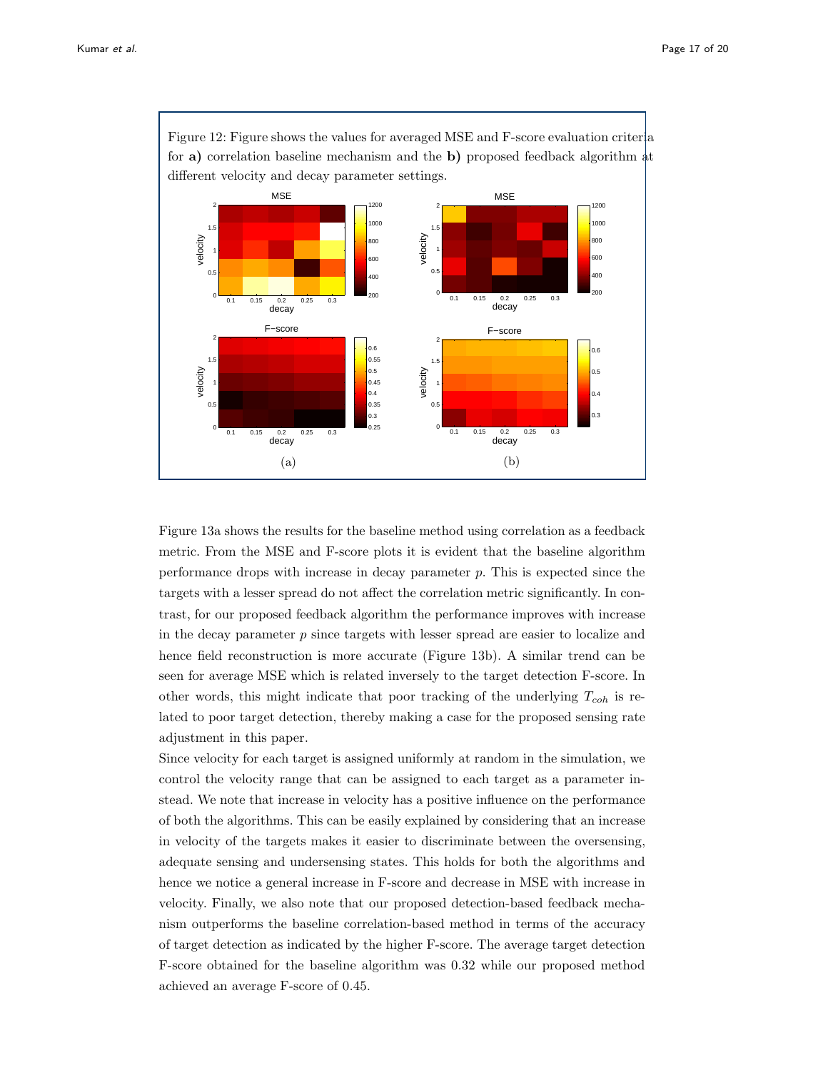Figure 12: Figure shows the values for averaged MSE and F-score evaluation criteria for **a)** correlation baseline mechanism and the **b)** proposed feedback algorithm at different velocity and decay parameter settings.

(a)

(b)

Figure 13a shows the results for the baseline method using correlation as a feedback metric. From the MSE and F-score plots it is evident that the baseline algorithm performance drops with increase in decay parameter $p$. This is expected since the targets with a lesser spread do not affect the correlation metric significantly. In contrast, for our proposed feedback algorithm the performance improves with increase in the decay parameter $p$ since targets with lesser spread are easier to localize and hence field reconstruction is more accurate (Figure 13b). A similar trend can be seen for average MSE which is related inversely to the target detection F-score. In other words, this might indicate that poor tracking of the underlying $T_{coh}$ is related to poor target detection, thereby making a case for the proposed sensing rate adjustment in this paper.

Since velocity for each target is assigned uniformly at random in the simulation, we control the velocity range that can be assigned to each target as a parameter instead. We note that increase in velocity has a positive influence on the performance of both the algorithms. This can be easily explained by considering that an increase in velocity of the targets makes it easier to discriminate between the oversensing, adequate sensing and undersensing states. This holds for both the algorithms and hence we notice a general increase in F-score and decrease in MSE with increase in velocity. Finally, we also note that our proposed detection-based feedback mechanism outperforms the baseline correlation-based method in terms of the accuracy of target detection as indicated by the higher F-score. The average target detection F-score obtained for the baseline algorithm was 0.32 while our proposed method achieved an average F-score of 0.45.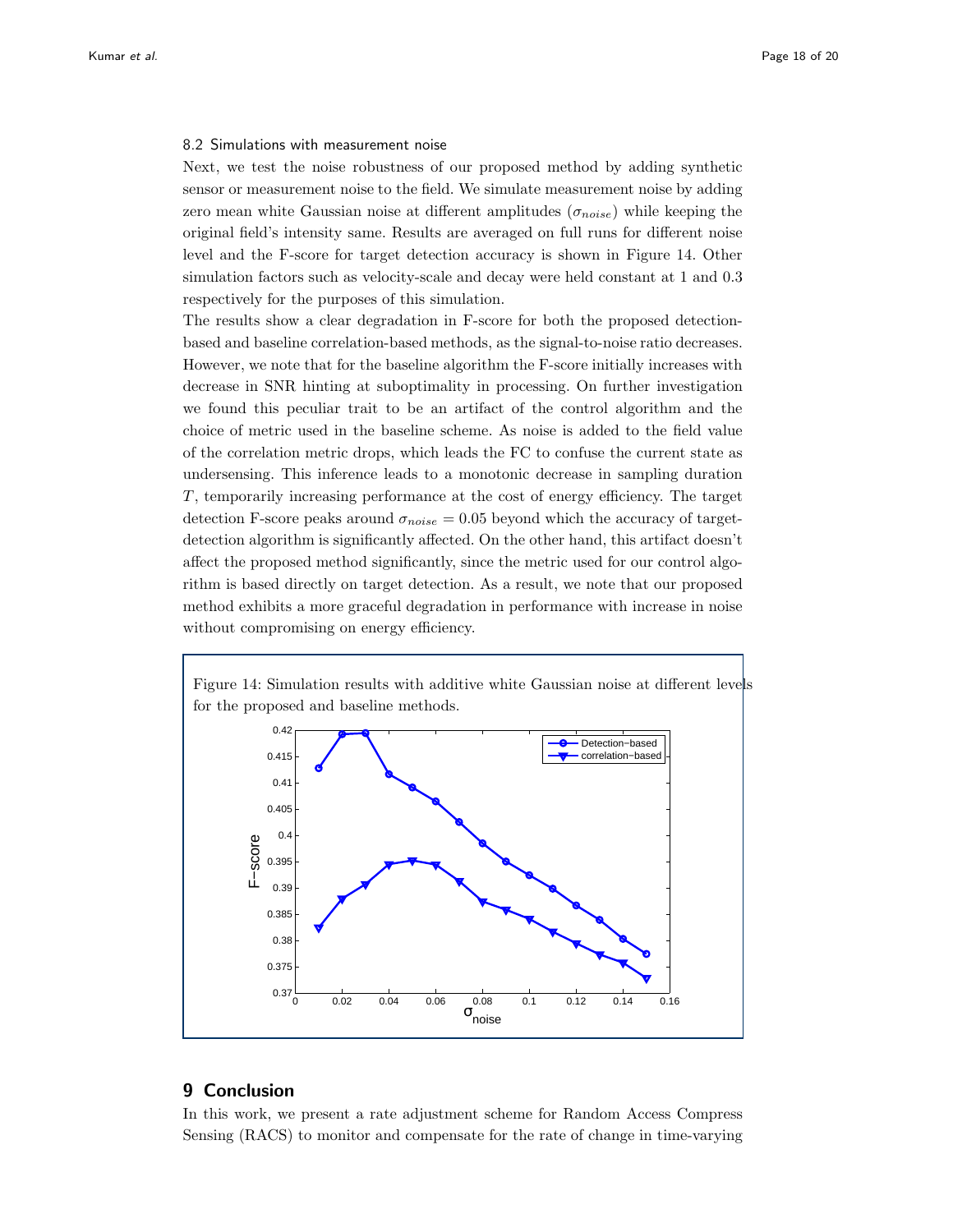### 8.2 Simulations with measurement noise

Next, we test the noise robustness of our proposed method by adding synthetic sensor or measurement noise to the field. We simulate measurement noise by adding zero mean white Gaussian noise at different amplitudes ($\sigma_{noise}$) while keeping the original field's intensity same. Results are averaged on full runs for different noise level and the F-score for target detection accuracy is shown in Figure 14. Other simulation factors such as velocity-scale and decay were held constant at 1 and 0.3 respectively for the purposes of this simulation.

The results show a clear degradation in F-score for both the proposed detection-based and baseline correlation-based methods, as the signal-to-noise ratio decreases. However, we note that for the baseline algorithm the F-score initially increases with decrease in SNR hinting at suboptimality in processing. On further investigation we found this peculiar trait to be an artifact of the control algorithm and the choice of metric used in the baseline scheme. As noise is added to the field value of the correlation metric drops, which leads the FC to confuse the current state as undersensing. This inference leads to a monotonic decrease in sampling duration $T$, temporarily increasing performance at the cost of energy efficiency. The target detection F-score peaks around $\sigma_{noise} = 0.05$ beyond which the accuracy of target-detection algorithm is significantly affected. On the other hand, this artifact doesn't affect the proposed method significantly, since the metric used for our control algorithm is based directly on target detection. As a result, we note that our proposed method exhibits a more graceful degradation in performance with increase in noise without compromising on energy efficiency.

Figure 14: Simulation results with additive white Gaussian noise at different levels for the proposed and baseline methods.

## 9 Conclusion

In this work, we present a rate adjustment scheme for Random Access Compress Sensing (RACS) to monitor and compensate for the rate of change in time-varying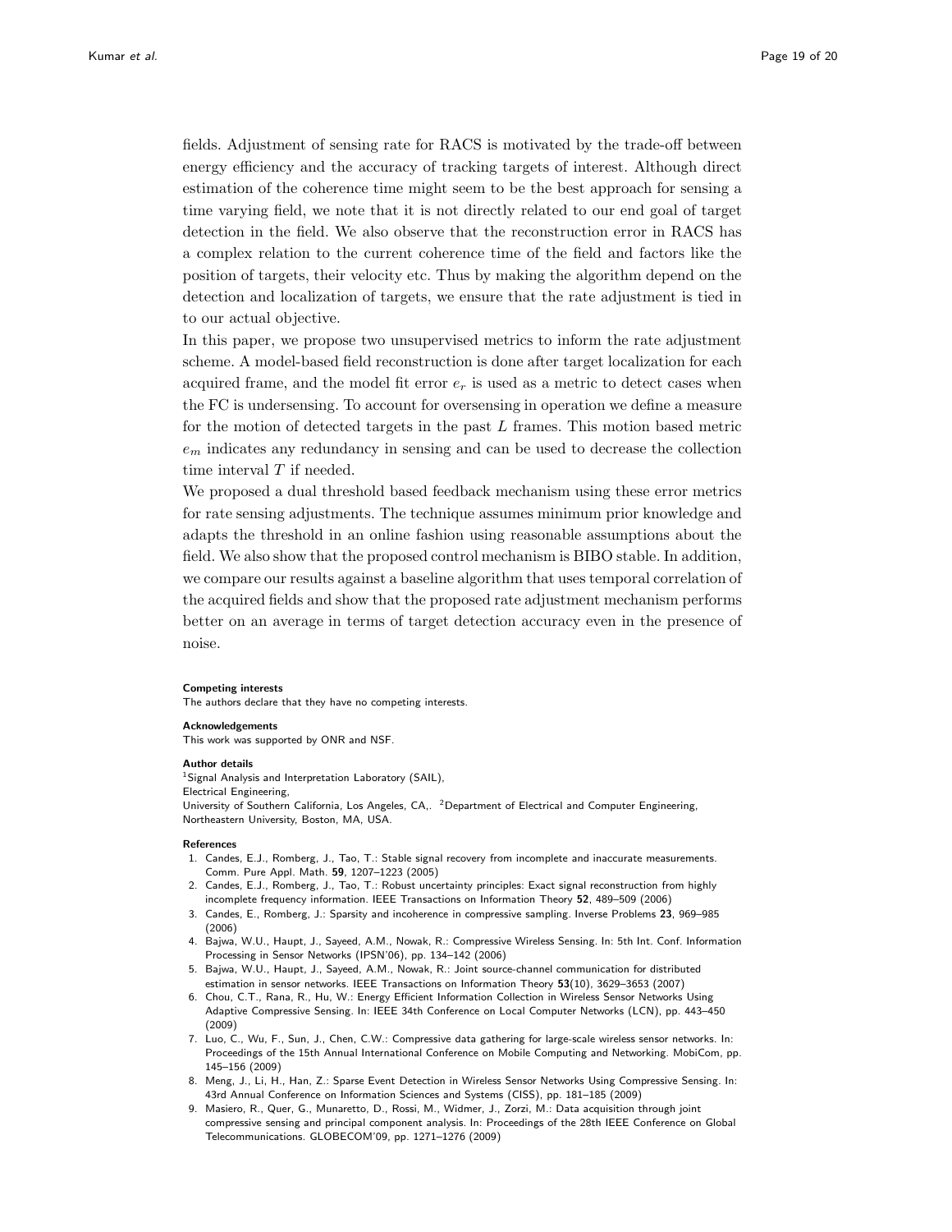fields. Adjustment of sensing rate for RACS is motivated by the trade-off between energy efficiency and the accuracy of tracking targets of interest. Although direct estimation of the coherence time might seem to be the best approach for sensing a time varying field, we note that it is not directly related to our end goal of target detection in the field. We also observe that the reconstruction error in RACS has a complex relation to the current coherence time of the field and factors like the position of targets, their velocity etc. Thus by making the algorithm depend on the detection and localization of targets, we ensure that the rate adjustment is tied in to our actual objective.

In this paper, we propose two unsupervised metrics to inform the rate adjustment scheme. A model-based field reconstruction is done after target localization for each acquired frame, and the model fit error $e_r$ is used as a metric to detect cases when the FC is undersensing. To account for oversensing in operation we define a measure for the motion of detected targets in the past $L$ frames. This motion based metric $e_m$ indicates any redundancy in sensing and can be used to decrease the collection time interval $T$ if needed.

We proposed a dual threshold based feedback mechanism using these error metrics for rate sensing adjustments. The technique assumes minimum prior knowledge and adapts the threshold in an online fashion using reasonable assumptions about the field. We also show that the proposed control mechanism is BIBO stable. In addition, we compare our results against a baseline algorithm that uses temporal correlation of the acquired fields and show that the proposed rate adjustment mechanism performs better on an average in terms of target detection accuracy even in the presence of noise.

#### Competing interests
The authors declare that they have no competing interests.

#### Acknowledgements
This work was supported by ONR and NSF.

#### Author details
[1]Signal Analysis and Interpretation Laboratory (SAIL),
Electrical Engineering,
University of Southern California, Los Angeles, CA,. [2]Department of Electrical and Computer Engineering, Northeastern University, Boston, MA, USA.

#### References
1. Candes, E.J., Romberg, J., Tao, T.: Stable signal recovery from incomplete and inaccurate measurements. Comm. Pure Appl. Math. **59**, 1207–1223 (2005)
2. Candes, E.J., Romberg, J., Tao, T.: Robust uncertainty principles: Exact signal reconstruction from highly incomplete frequency information. IEEE Transactions on Information Theory **52**, 489–509 (2006)
3. Candes, E., Romberg, J.: Sparsity and incoherence in compressive sampling. Inverse Problems **23**, 969–985 (2006)
4. Bajwa, W.U., Haupt, J., Sayeed, A.M., Nowak, R.: Compressive Wireless Sensing. In: 5th Int. Conf. Information Processing in Sensor Networks (IPSN'06), pp. 134–142 (2006)
5. Bajwa, W.U., Haupt, J., Sayeed, A.M., Nowak, R.: Joint source-channel communication for distributed estimation in sensor networks. IEEE Transactions on Information Theory **53**(10), 3629–3653 (2007)
6. Chou, C.T., Rana, R., Hu, W.: Energy Efficient Information Collection in Wireless Sensor Networks Using Adaptive Compressive Sensing. In: IEEE 34th Conference on Local Computer Networks (LCN), pp. 443–450 (2009)
7. Luo, C., Wu, F., Sun, J., Chen, C.W.: Compressive data gathering for large-scale wireless sensor networks. In: Proceedings of the 15th Annual International Conference on Mobile Computing and Networking. MobiCom, pp. 145–156 (2009)
8. Meng, J., Li, H., Han, Z.: Sparse Event Detection in Wireless Sensor Networks Using Compressive Sensing. In: 43rd Annual Conference on Information Sciences and Systems (CISS), pp. 181–185 (2009)
9. Masiero, R., Quer, G., Munaretto, D., Rossi, M., Widmer, J., Zorzi, M.: Data acquisition through joint compressive sensing and principal component analysis. In: Proceedings of the 28th IEEE Conference on Global Telecommunications. GLOBECOM'09, pp. 1271–1276 (2009)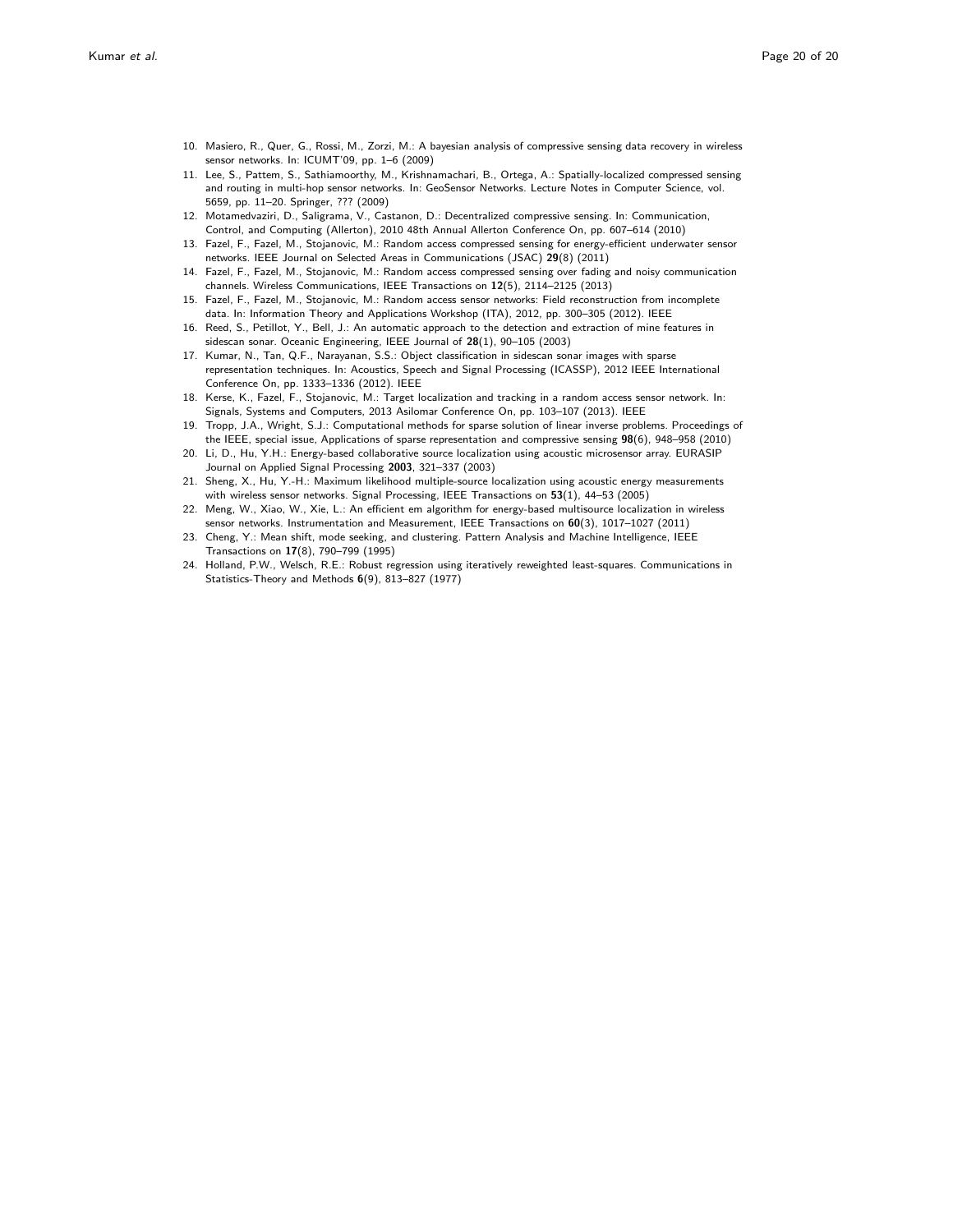10. Masiero, R., Quer, G., Rossi, M., Zorzi, M.: A bayesian analysis of compressive sensing data recovery in wireless sensor networks. In: ICUMT'09, pp. 1–6 (2009)
11. Lee, S., Pattem, S., Sathiamoorthy, M., Krishnamachari, B., Ortega, A.: Spatially-localized compressed sensing and routing in multi-hop sensor networks. In: GeoSensor Networks. Lecture Notes in Computer Science, vol. 5659, pp. 11–20. Springer, ??? (2009)
12. Motamedvaziri, D., Saligrama, V., Castanon, D.: Decentralized compressive sensing. In: Communication, Control, and Computing (Allerton), 2010 48th Annual Allerton Conference On, pp. 607–614 (2010)
13. Fazel, F., Fazel, M., Stojanovic, M.: Random access compressed sensing for energy-efficient underwater sensor networks. IEEE Journal on Selected Areas in Communications (JSAC) **29**(8) (2011)
14. Fazel, F., Fazel, M., Stojanovic, M.: Random access compressed sensing over fading and noisy communication channels. Wireless Communications, IEEE Transactions on **12**(5), 2114–2125 (2013)
15. Fazel, F., Fazel, M., Stojanovic, M.: Random access sensor networks: Field reconstruction from incomplete data. In: Information Theory and Applications Workshop (ITA), 2012, pp. 300–305 (2012). IEEE
16. Reed, S., Petillot, Y., Bell, J.: An automatic approach to the detection and extraction of mine features in sidescan sonar. Oceanic Engineering, IEEE Journal of **28**(1), 90–105 (2003)
17. Kumar, N., Tan, Q.F., Narayanan, S.S.: Object classification in sidescan sonar images with sparse representation techniques. In: Acoustics, Speech and Signal Processing (ICASSP), 2012 IEEE International Conference On, pp. 1333–1336 (2012). IEEE
18. Kerse, K., Fazel, F., Stojanovic, M.: Target localization and tracking in a random access sensor network. In: Signals, Systems and Computers, 2013 Asilomar Conference On, pp. 103–107 (2013). IEEE
19. Tropp, J.A., Wright, S.J.: Computational methods for sparse solution of linear inverse problems. Proceedings of the IEEE, special issue, Applications of sparse representation and compressive sensing **98**(6), 948–958 (2010)
20. Li, D., Hu, Y.H.: Energy-based collaborative source localization using acoustic microsensor array. EURASIP Journal on Applied Signal Processing **2003**, 321–337 (2003)
21. Sheng, X., Hu, Y.-H.: Maximum likelihood multiple-source localization using acoustic energy measurements with wireless sensor networks. Signal Processing, IEEE Transactions on **53**(1), 44–53 (2005)
22. Meng, W., Xiao, W., Xie, L.: An efficient em algorithm for energy-based multisource localization in wireless sensor networks. Instrumentation and Measurement, IEEE Transactions on **60**(3), 1017–1027 (2011)
23. Cheng, Y.: Mean shift, mode seeking, and clustering. Pattern Analysis and Machine Intelligence, IEEE Transactions on **17**(8), 790–799 (1995)
24. Holland, P.W., Welsch, R.E.: Robust regression using iteratively reweighted least-squares. Communications in Statistics-Theory and Methods **6**(9), 813–827 (1977)